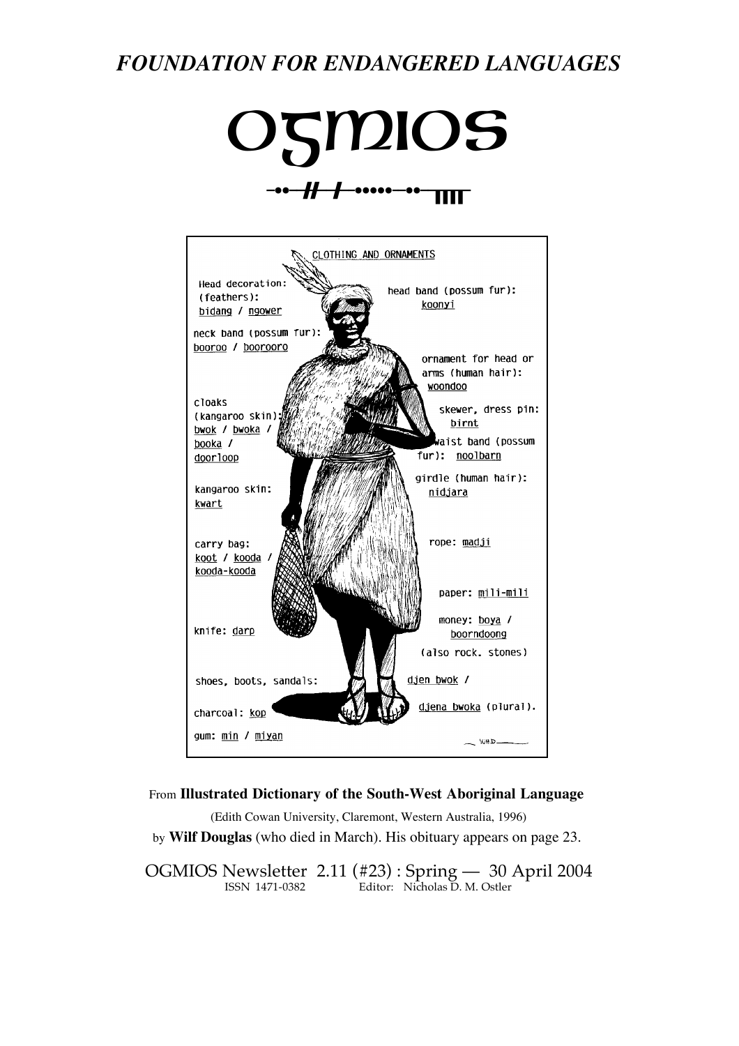# *FOUNDATION FOR ENDANGERED LANGUAGES*

# OGMIOS

CLOTHING AND ORNAMENTS

Head decoration: (feathers): bidang / ngower

head band (possum fur): koonyi

neck band (possum fur): booroo / boorooro

ornament for head or arms (human hair): woondoo

cloaks (kangaroo skin): bwok / bwoka / booka / doorloop

skewer, dress pin: birnt

waist band (possum fur): noolbarn

girdle (human hair): nidjara

kangaroo skin: kwart

carry bag: koot / kooda / kooda-kooda

rope: madji

paper: mili-mili

money: boya / boorndoong (also rock, stones)

knife: darp

shoes, boots, sandals: djen bwok / djena bwoka (plural).

charcoal: kop

gum: min / miyan

From **Illustrated Dictionary of the South-West Aboriginal Language**

(Edith Cowan University, Claremont, Western Australia, 1996)

by **Wilf Douglas** (who died in March). His obituary appears on page 23.

OGMIOS Newsletter 2.11 (#23) : Spring — 30 April 2004

ISSN 1471-0382 Editor: Nicholas D. M. Ostler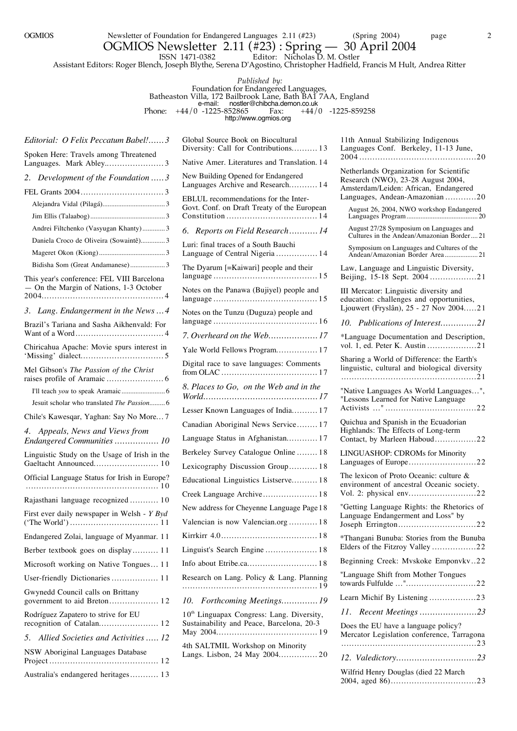# OGMIOS Newsletter 2.11 (#23) : Spring — 30 April 2004

ISSN 1471-0382 Editor: Nicholas D. M. Ostler

Assistant Editors: Roger Blench, Joseph Blythe, Serena D'Agostino, Christopher Hadfield, Francis M Hult, Andrea Ritter

*Published by:*
Foundation for Endangered Languages,
Batheaston Villa, 172 Bailbrook Lane, Bath BA1 7AA, England
e-mail: nostler@chibcha.demon.co.uk
Phone: +44/0 -1225-852865 Fax: +44/0 -1225-859258
http://www.ogmios.org

*Editorial: O Felix Peccatum Babel!* ...... 3

Spoken Here: Travels among Threatened Languages. Mark Abley. ...... 3

*2. Development of the Foundation* ...... 3

FEL Grants 2004 ...... 3

- Alejandra Vidal (Pilagá) ...... 3
- Jim Ellis (Talaabog) ...... 3
- Andrei Filtchenko (Vasyugan Khanty) ...... 3
- Daniela Croco de Oliveira (Sowaintê) ...... 3
- Mageret Okon (Kiong) ...... 3
- Bidisha Som (Great Andamanese) ...... 3

This year's conference: FEL VIII Barcelona — On the Margin of Nations, 1-3 October 2004 ...... 4

*3. Lang. Endangerment in the News* ... 4

Brazil's Tariana and Sasha Aikhenvald: For Want of a Word ...... 4

Chiricahua Apache: Movie spurs interest in 'Missing' dialect ...... 5

Mel Gibson's *The Passion of the Christ* raises profile of Aramaic ...... 6

- I'll teach *you* to speak Aramaic ...... 6
- Jesuit scholar who translated *The Passion* ...... 6

Chile's Kawesqar, Yaghan: Say No More ... 7

*4. Appeals, News and Views from Endangered Communities* ...... 10

Linguistic Study on the Usage of Irish in the Gaeltacht Announced ...... 10

Official Language Status for Irish in Europe? ...... 10

Rajasthani language recognized ...... 10

First ever daily newspaper in Welsh - *Y Byd* ('The World') ...... 11

Endangered Zolai, language of Myanmar. 11

Berber textbook goes on display ...... 11

Microsoft working on Native Tongues ... 11

User-friendly Dictionaries ...... 11

Gwynedd Council calls on Brittany government to aid Breton ...... 12

Rodríguez Zapatero to strive for EU recognition of Catalan ...... 12

*5. Allied Societies and Activities* ..... 12

NSW Aboriginal Languages Database Project ...... 12

Australia's endangered heritages ...... 13

Global Source Book on Biocultural Diversity: Call for Contributions ...... 13

Native Amer. Literatures and Translation. 14

New Building Opened for Endangered Languages Archive and Research ...... 14

EBLUL recommendations for the Inter-Govt. Conf. on Draft Treaty of the European Constitution ...... 14

*6. Reports on Field Research* ...... 14

Luri: final traces of a South Bauchi Language of Central Nigeria ...... 14

The Dyarum [=Kaiwari] people and their language ...... 15

Notes on the Panawa (Bujiyel) people and language ...... 15

Notes on the Tunzu (Duguza) people and language ...... 16

*7. Overheard on the Web* ...... 17

Yale World Fellows Program ...... 17

Digital race to save languages: Comments from OLAC ...... 17

*8. Places to Go, on the Web and in the World* ...... 17

Lesser Known Languages of India ...... 17

Canadian Aboriginal News Service ...... 17

Language Status in Afghanistan ...... 17

Berkeley Survey Catalogue Online ...... 18

Lexicography Discussion Group ...... 18

Educational Linguistics Listserve ...... 18

Creek Language Archive ...... 18

New address for Cheyenne Language Page 18

Valencian is now Valencian.org ...... 18

Kirrkirr 4.0 ...... 18

Linguist's Search Engine ...... 18

Info about Etribe.ca ...... 18

Research on Lang. Policy & Lang. Planning ...... 19

*10. Forthcoming Meetings* ...... 19

10th Linguapax Congress: Lang. Diversity, Sustainability and Peace, Barcelona, 20-3 May 2004 ...... 19

4th SALTMIL Workshop on Minority Langs. Lisbon, 24 May 2004 ...... 20

11th Annual Stabilizing Indigenous Languages Conf. Berkeley, 11-13 June, 2004 ...... 20

Netherlands Organization for Scientific Research (NWO), 23-28 August 2004, Amsterdam/Leiden: African, Endangered Languages, Andean-Amazonian ...... 20

- August 26, 2004, NWO workshop Endangered Languages Program ...... 20
- August 27/28 Symposium on Languages and Cultures in the Andean/Amazonian Border ...... 21
- Symposium on Languages and Cultures of the Andean/Amazonian Border Area ...... 21

Law, Language and Linguistic Diversity, Beijing, 15-18 Sept. 2004 ...... 21

III Mercator: Linguistic diversity and education: challenges and opportunities, Ljouwert (Fryslân), 25 - 27 Nov 2004 ..... 21

*10. Publications of Interest* ...... 21

*Language Documentation and Description, vol. 1, ed. Peter K. Austin ...... 21

Sharing a World of Difference: the Earth's linguistic, cultural and biological diversity ...... 21

"Native Languages As World Languages...", "Lessons Learned for Native Language Activists ..." ...... 22

Quichua and Spanish in the Ecuadorian Highlands: The Effects of Long-term Contact, by Marleen Haboud ...... 22

LINGUASHOP: CDROMs for Minority Languages of Europe ...... 22

The lexicon of Proto Oceanic: culture & environment of ancestral Oceanic society. Vol. 2: physical env. ...... 22

"Getting Language Rights: the Rhetorics of Language Endangerment and Loss" by Joseph Errington ...... 22

*Thangani Bunuba: Stories from the Bunuba Elders of the Fitzroy Valley ...... 22

Beginning Creek: Mvskoke Emponvkv .. 22

"Language Shift from Mother Tongues towards Fulfulde ..." ...... 22

Learn Michif By Listening ...... 23

*11. Recent Meetings* ...... 23

Does the EU have a language policy? Mercator Legislation conference, Tarragona ...... 23

*12. Valedictory* ...... 23

Wilfrid Henry Douglas (died 22 March 2004, aged 86) ...... 23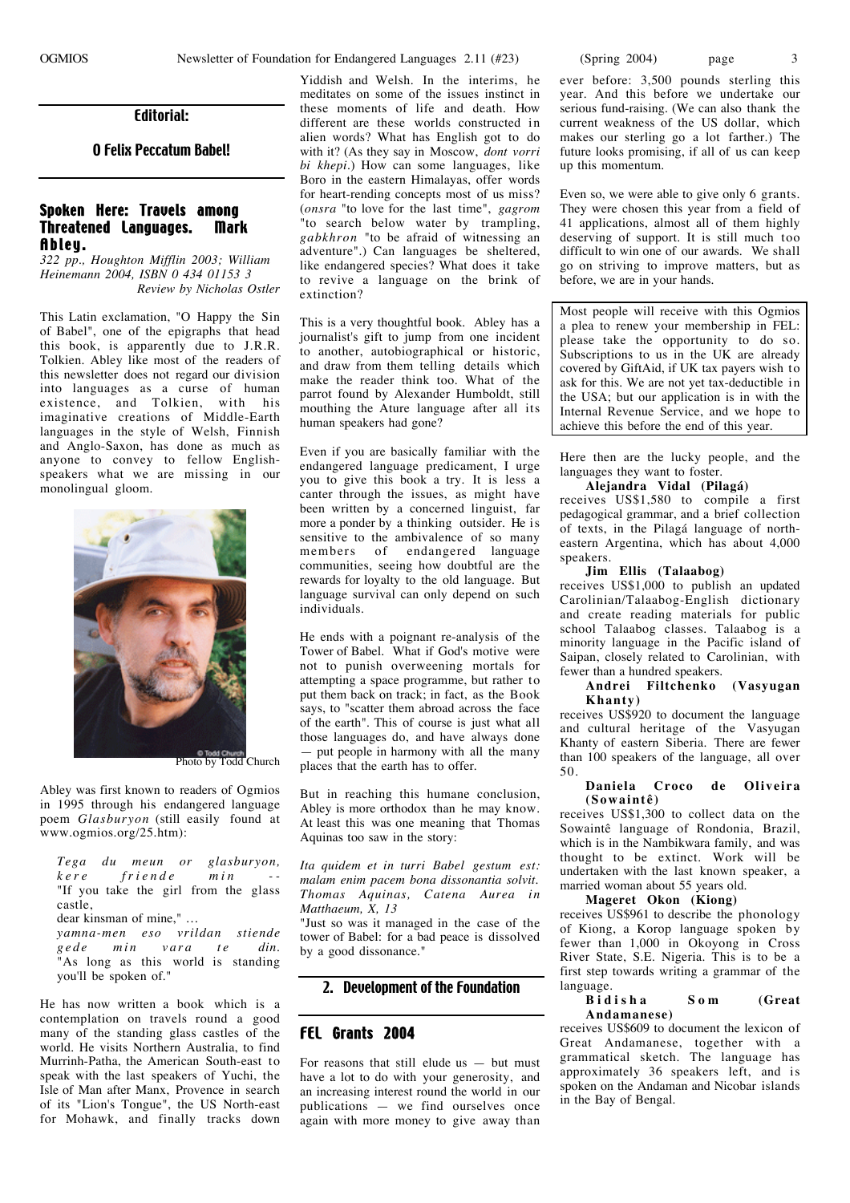## Editorial:

### O Felix Peccatum Babel!

### Spoken Here: Travels among Threatened Languages. Mark Abley.

*322 pp., Houghton Mifflin 2003; William Heinemann 2004, ISBN 0 434 01153 3*
*Review by Nicholas Ostler*

This Latin exclamation, "O Happy the Sin of Babel", one of the epigraphs that head this book, is apparently due to J.R.R. Tolkien. Abley like most of the readers of this newsletter does not regard our division into languages as a curse of human existence, and Tolkien, with his imaginative creations of Middle-Earth languages in the style of Welsh, Finnish and Anglo-Saxon, has done as much as anyone to convey to fellow English-speakers what we are missing in our monolingual gloom.

Photo by Todd Church

Abley was first known to readers of Ogmios in 1995 through his endangered language poem *Glasburyon* (still easily found at www.ogmios.org/25.htm):

> *Tega du meun or glasburyon, kere friende min* --
> "If you take the girl from the glass castle,
> dear kinsman of mine," …
> *yamna-men eso vrildan stiende gede min vara te din.*
> "As long as this world is standing you'll be spoken of."

He has now written a book which is a contemplation on travels round a good many of the standing glass castles of the world. He visits Northern Australia, to find Murrinh-Patha, the American South-east to speak with the last speakers of Yuchi, the Isle of Man after Manx, Provence in search of its "Lion's Tongue", the US North-east for Mohawk, and finally tracks down Yiddish and Welsh. In the interims, he meditates on some of the issues instinct in these moments of life and death. How different are these worlds constructed in alien words? What has English got to do with it? (As they say in Moscow, *dont vorri bi khepi*.) How can some languages, like Boro in the eastern Himalayas, offer words for heart-rending concepts most of us miss? (*onsra* "to love for the last time", *gagrom* "to search below water by trampling, *gabkhron* "to be afraid of witnessing an adventure".) Can languages be sheltered, like endangered species? What does it take to revive a language on the brink of extinction?

This is a very thoughtful book. Abley has a journalist's gift to jump from one incident to another, autobiographical or historic, and draw from them telling details which make the reader think too. What of the parrot found by Alexander Humboldt, still mouthing the Ature language after all its human speakers had gone?

Even if you are basically familiar with the endangered language predicament, I urge you to give this book a try. It is less a canter through the issues, as might have been written by a concerned linguist, far more a ponder by a thinking outsider. He is sensitive to the ambivalence of so many members of endangered language communities, seeing how doubtful are the rewards for loyalty to the old language. But language survival can only depend on such individuals.

He ends with a poignant re-analysis of the Tower of Babel. What if God's motive were not to punish overweening mortals for attempting a space programme, but rather to put them back on track; in fact, as the Book says, to "scatter them abroad across the face of the earth". This of course is just what all those languages do, and have always done — put people in harmony with all the many places that the earth has to offer.

But in reaching this humane conclusion, Abley is more orthodox than he may know. At least this was one meaning that Thomas Aquinas too saw in the story:

*Ita quidem et in turri Babel gestum est: malam enim pacem bona dissonantia solvit. Thomas Aquinas, Catena Aurea in Matthaeum, X, 13*

"Just so was it managed in the case of the tower of Babel: for a bad peace is dissolved by a good dissonance."

## 2. Development of the Foundation

### FEL Grants 2004

For reasons that still elude us — but must have a lot to do with your generosity, and an increasing interest round the world in our publications — we find ourselves once again with more money to give away than ever before: 3,500 pounds sterling this year. And this before we undertake our serious fund-raising. (We can also thank the current weakness of the US dollar, which makes our sterling go a lot farther.) The future looks promising, if all of us can keep up this momentum.

Even so, we were able to give only 6 grants. They were chosen this year from a field of 41 applications, almost all of them highly deserving of support. It is still much too difficult to win one of our awards. We shall go on striving to improve matters, but as before, we are in your hands.

> Most people will receive with this Ogmios a plea to renew your membership in FEL: please take the opportunity to do so. Subscriptions to us in the UK are already covered by GiftAid, if UK tax payers wish to ask for this. We are not yet tax-deductible in the USA; but our application is in with the Internal Revenue Service, and we hope to achieve this before the end of this year.

Here then are the lucky people, and the languages they want to foster.

**Alejandra Vidal (Pilagá)**
receives US$1,580 to compile a first pedagogical grammar, and a brief collection of texts, in the Pilagá language of north-eastern Argentina, which has about 4,000 speakers.

**Jim Ellis (Talaabog)**
receives US$1,000 to publish an updated Carolinian/Talaabog-English dictionary and create reading materials for public school Talaabog classes. Talaabog is a minority language in the Pacific island of Saipan, closely related to Carolinian, with fewer than a hundred speakers.

**Andrei Filtchenko (Vasyugan Khanty)**
receives US$920 to document the language and cultural heritage of the Vasyugan Khanty of eastern Siberia. There are fewer than 100 speakers of the language, all over 50.

**Daniela Croco de Oliveira (Sowaintê)**
receives US$1,300 to collect data on the Sowaintê language of Rondonia, Brazil, which is in the Nambikwara family, and was thought to be extinct. Work will be undertaken with the last known speaker, a married woman about 55 years old.

**Mageret Okon (Kiong)**
receives US$961 to describe the phonology of Kiong, a Korop language spoken by fewer than 1,000 in Okoyong in Cross River State, S.E. Nigeria. This is to be a first step towards writing a grammar of the language.

**Bidisha Som (Great Andamanese)**
receives US$609 to document the lexicon of Great Andamanese, together with a grammatical sketch. The language has approximately 36 speakers left, and is spoken on the Andaman and Nicobar islands in the Bay of Bengal.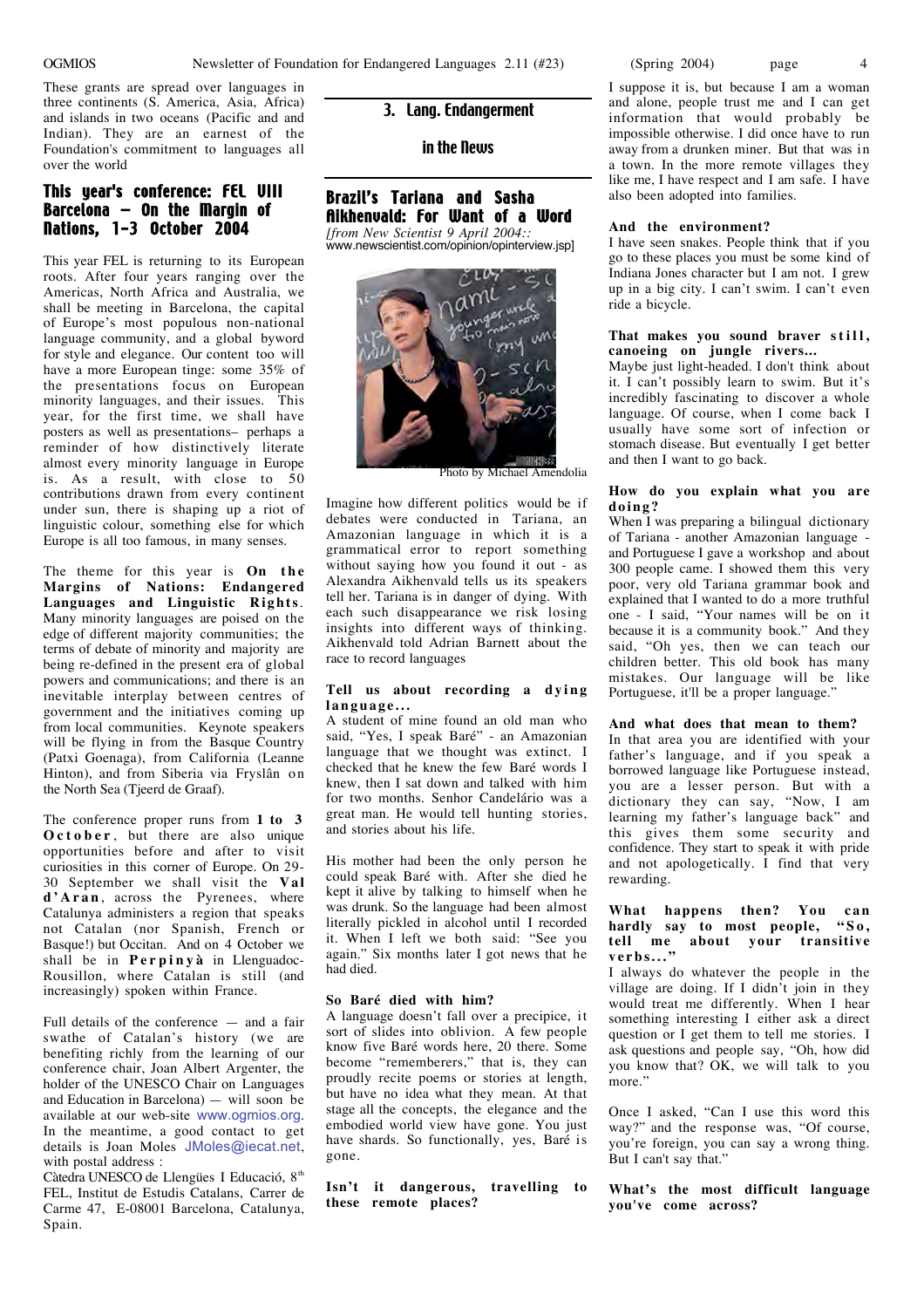These grants are spread over languages in three continents (S. America, Asia, Africa) and islands in two oceans (Pacific and and Indian). They are an earnest of the Foundation's commitment to languages all over the world

## This year's conference: FEL VIII Barcelona – On the Margin of Nations, 1-3 October 2004

This year FEL is returning to its European roots. After four years ranging over the Americas, North Africa and Australia, we shall be meeting in Barcelona, the capital of Europe's most populous non-national language community, and a global byword for style and elegance. Our content too will have a more European tinge: some 35% of the presentations focus on European minority languages, and their issues. This year, for the first time, we shall have posters as well as presentations– perhaps a reminder of how distinctively literate almost every minority language in Europe is. As a result, with close to 50 contributions drawn from every continent under sun, there is shaping up a riot of linguistic colour, something else for which Europe is all too famous, in many senses.

The theme for this year is **On the Margins of Nations: Endangered Languages and Linguistic Rights**. Many minority languages are poised on the edge of different majority communities; the terms of debate of minority and majority are being re-defined in the present era of global powers and communications; and there is an inevitable interplay between centres of government and the initiatives coming up from local communities. Keynote speakers will be flying in from the Basque Country (Patxi Goenaga), from California (Leanne Hinton), and from Siberia via Fryslân on the North Sea (Tjeerd de Graaf).

The conference proper runs from **1 to 3 October**, but there are also unique opportunities before and after to visit curiosities in this corner of Europe. On 29-30 September we shall visit the **Val d'Aran**, across the Pyrenees, where Catalunya administers a region that speaks not Catalan (nor Spanish, French or Basque!) but Occitan. And on 4 October we shall be in **Perpinyà** in Llenguadoc-Rousillon, where Catalan is still (and increasingly) spoken within France.

Full details of the conference — and a fair swathe of Catalan's history (we are benefiting richly from the learning of our conference chair, Joan Albert Argenter, the holder of the UNESCO Chair on Languages and Education in Barcelona) — will soon be available at our web-site www.ogmios.org. In the meantime, a good contact to get details is Joan Moles JMoles@iecat.net, with postal address :

Càtedra UNESCO de Llengües I Educació, 8[th] FEL, Institut de Estudis Catalans, Carrer de Carme 47, E-08001 Barcelona, Catalunya, Spain.

# 3. Lang. Endangerment in the News

## Brazil's Tariana and Sasha Aikhenvald: For Want of a Word

*[from New Scientist 9 April 2004:: www.newscientist.com/opinion/opinterview.jsp]*

Photo by Michael Amendolia

Imagine how different politics would be if debates were conducted in Tariana, an Amazonian language in which it is a grammatical error to report something without saying how you found it out - as Alexandra Aikhenvald tells us its speakers tell her. Tariana is in danger of dying. With each such disappearance we risk losing insights into different ways of thinking. Aikhenvald told Adrian Barnett about the race to record languages

**Tell us about recording a dying language...**

A student of mine found an old man who said, "Yes, I speak Baré" - an Amazonian language that we thought was extinct. I checked that he knew the few Baré words I knew, then I sat down and talked with him for two months. Senhor Candelário was a great man. He would tell hunting stories, and stories about his life.

His mother had been the only person he could speak Baré with. After she died he kept it alive by talking to himself when he was drunk. So the language had been almost literally pickled in alcohol until I recorded it. When I left we both said: "See you again." Six months later I got news that he had died.

**So Baré died with him?**

A language doesn't fall over a precipice, it sort of slides into oblivion. A few people know five Baré words here, 20 there. Some become "rememberers," that is, they can proudly recite poems or stories at length, but have no idea what they mean. At that stage all the concepts, the elegance and the embodied world view have gone. You just have shards. So functionally, yes, Baré is gone.

**Isn't it dangerous, travelling to these remote places?**

I suppose it is, but because I am a woman and alone, people trust me and I can get information that would probably be impossible otherwise. I did once have to run away from a drunken miner. But that was in a town. In the more remote villages they like me, I have respect and I am safe. I have also been adopted into families.

**And the environment?**

I have seen snakes. People think that if you go to these places you must be some kind of Indiana Jones character but I am not. I grew up in a big city. I can't swim. I can't even ride a bicycle.

**That makes you sound braver still, canoeing on jungle rivers...**

Maybe just light-headed. I don't think about it. I can't possibly learn to swim. But it's incredibly fascinating to discover a whole language. Of course, when I come back I usually have some sort of infection or stomach disease. But eventually I get better and then I want to go back.

**How do you explain what you are doing?**

When I was preparing a bilingual dictionary of Tariana - another Amazonian language - and Portuguese I gave a workshop and about 300 people came. I showed them this very poor, very old Tariana grammar book and explained that I wanted to do a more truthful one - I said, "Your names will be on it because it is a community book." And they said, "Oh yes, then we can teach our children better. This old book has many mistakes. Our language will be like Portuguese, it'll be a proper language."

**And what does that mean to them?**

In that area you are identified with your father's language, and if you speak a borrowed language like Portuguese instead, you are a lesser person. But with a dictionary they can say, "Now, I am learning my father's language back" and this gives them some security and confidence. They start to speak it with pride and not apologetically. I find that very rewarding.

**What happens then? You can hardly say to most people, "So, tell me about your transitive verbs..."**

I always do whatever the people in the village are doing. If I didn't join in they would treat me differently. When I hear something interesting I either ask a direct question or I get them to tell me stories. I ask questions and people say, "Oh, how did you know that? OK, we will talk to you more."

Once I asked, "Can I use this word this way?" and the response was, "Of course, you're foreign, you can say a wrong thing. But I can't say that."

**What's the most difficult language you've come across?**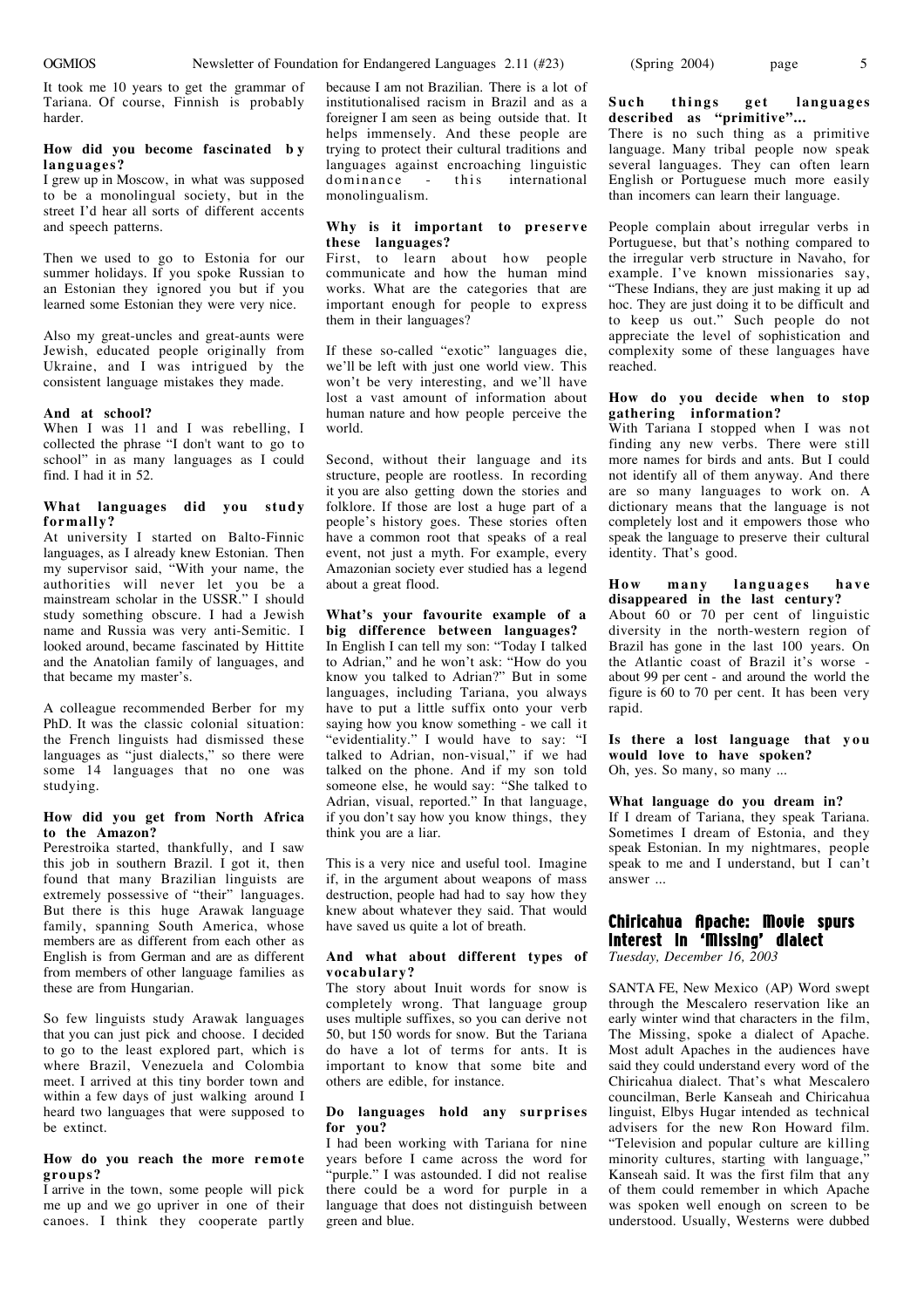It took me 10 years to get the grammar of Tariana. Of course, Finnish is probably harder.

**How did you become fascinated by languages?**

I grew up in Moscow, in what was supposed to be a monolingual society, but in the street I'd hear all sorts of different accents and speech patterns.

Then we used to go to Estonia for our summer holidays. If you spoke Russian to an Estonian they ignored you but if you learned some Estonian they were very nice.

Also my great-uncles and great-aunts were Jewish, educated people originally from Ukraine, and I was intrigued by the consistent language mistakes they made.

**And at school?**

When I was 11 and I was rebelling, I collected the phrase "I don't want to go to school" in as many languages as I could find. I had it in 52.

**What languages did you study formally?**

At university I started on Balto-Finnic languages, as I already knew Estonian. Then my supervisor said, "With your name, the authorities will never let you be a mainstream scholar in the USSR." I should study something obscure. I had a Jewish name and Russia was very anti-Semitic. I looked around, became fascinated by Hittite and the Anatolian family of languages, and that became my master's.

A colleague recommended Berber for my PhD. It was the classic colonial situation: the French linguists had dismissed these languages as "just dialects," so there were some 14 languages that no one was studying.

**How did you get from North Africa to the Amazon?**

Perestroika started, thankfully, and I saw this job in southern Brazil. I got it, then found that many Brazilian linguists are extremely possessive of "their" languages. But there is this huge Arawak language family, spanning South America, whose members are as different from each other as English is from German and are as different from members of other language families as these are from Hungarian.

So few linguists study Arawak languages that you can just pick and choose. I decided to go to the least explored part, which is where Brazil, Venezuela and Colombia meet. I arrived at this tiny border town and within a few days of just walking around I heard two languages that were supposed to be extinct.

**How do you reach the more remote groups?**

I arrive in the town, some people will pick me up and we go upriver in one of their canoes. I think they cooperate partly because I am not Brazilian. There is a lot of institutionalised racism in Brazil and as a foreigner I am seen as being outside that. It helps immensely. And these people are trying to protect their cultural traditions and languages against encroaching linguistic dominance - this international monolingualism.

**Why is it important to preserve these languages?**

First, to learn about how people communicate and how the human mind works. What are the categories that are important enough for people to express them in their languages?

If these so-called "exotic" languages die, we'll be left with just one world view. This won't be very interesting, and we'll have lost a vast amount of information about human nature and how people perceive the world.

Second, without their language and its structure, people are rootless. In recording it you are also getting down the stories and folklore. If those are lost a huge part of a people's history goes. These stories often have a common root that speaks of a real event, not just a myth. For example, every Amazonian society ever studied has a legend about a great flood.

**What's your favourite example of a big difference between languages?**

In English I can tell my son: "Today I talked to Adrian," and he won't ask: "How do you know you talked to Adrian?" But in some languages, including Tariana, you always have to put a little suffix onto your verb saying how you know something - we call it "evidentiality." I would have to say: "I talked to Adrian, non-visual," if we had talked on the phone. And if my son told someone else, he would say: "She talked to Adrian, visual, reported." In that language, if you don't say how you know things, they think you are a liar.

This is a very nice and useful tool. Imagine if, in the argument about weapons of mass destruction, people had had to say how they knew about whatever they said. That would have saved us quite a lot of breath.

**And what about different types of vocabulary?**

The story about Inuit words for snow is completely wrong. That language group uses multiple suffixes, so you can derive not 50, but 150 words for snow. But the Tariana do have a lot of terms for ants. It is important to know that some bite and others are edible, for instance.

**Do languages hold any surprises for you?**

I had been working with Tariana for nine years before I came across the word for "purple." I was astounded. I did not realise there could be a word for purple in a language that does not distinguish between green and blue.

**Such things get languages described as "primitive"...**

There is no such thing as a primitive language. Many tribal people now speak several languages. They can often learn English or Portuguese much more easily than incomers can learn their language.

People complain about irregular verbs in Portuguese, but that's nothing compared to the irregular verb structure in Navaho, for example. I've known missionaries say, "These Indians, they are just making it up ad hoc. They are just doing it to be difficult and to keep us out." Such people do not appreciate the level of sophistication and complexity some of these languages have reached.

**How do you decide when to stop gathering information?**

With Tariana I stopped when I was not finding any new verbs. There were still more names for birds and ants. But I could not identify all of them anyway. And there are so many languages to work on. A dictionary means that the language is not completely lost and it empowers those who speak the language to preserve their cultural identity. That's good.

**How many languages have disappeared in the last century?**

About 60 or 70 per cent of linguistic diversity in the north-western region of Brazil has gone in the last 100 years. On the Atlantic coast of Brazil it's worse - about 99 per cent - and around the world the figure is 60 to 70 per cent. It has been very rapid.

**Is there a lost language that you would love to have spoken?**

Oh, yes. So many, so many ...

**What language do you dream in?**

If I dream of Tariana, they speak Tariana. Sometimes I dream of Estonia, and they speak Estonian. In my nightmares, people speak to me and I understand, but I can't answer ...

## Chiricahua Apache: Movie spurs interest in 'Missing' dialect

*Tuesday, December 16, 2003*

SANTA FE, New Mexico (AP) Word swept through the Mescalero reservation like an early winter wind that characters in the film, The Missing, spoke a dialect of Apache. Most adult Apaches in the audiences have said they could understand every word of the Chiricahua dialect. That's what Mescalero councilman, Berle Kanseah and Chiricahua linguist, Elbys Hugar intended as technical advisers for the new Ron Howard film. "Television and popular culture are killing minority cultures, starting with language," Kanseah said. It was the first film that any of them could remember in which Apache was spoken well enough on screen to be understood. Usually, Westerns were dubbed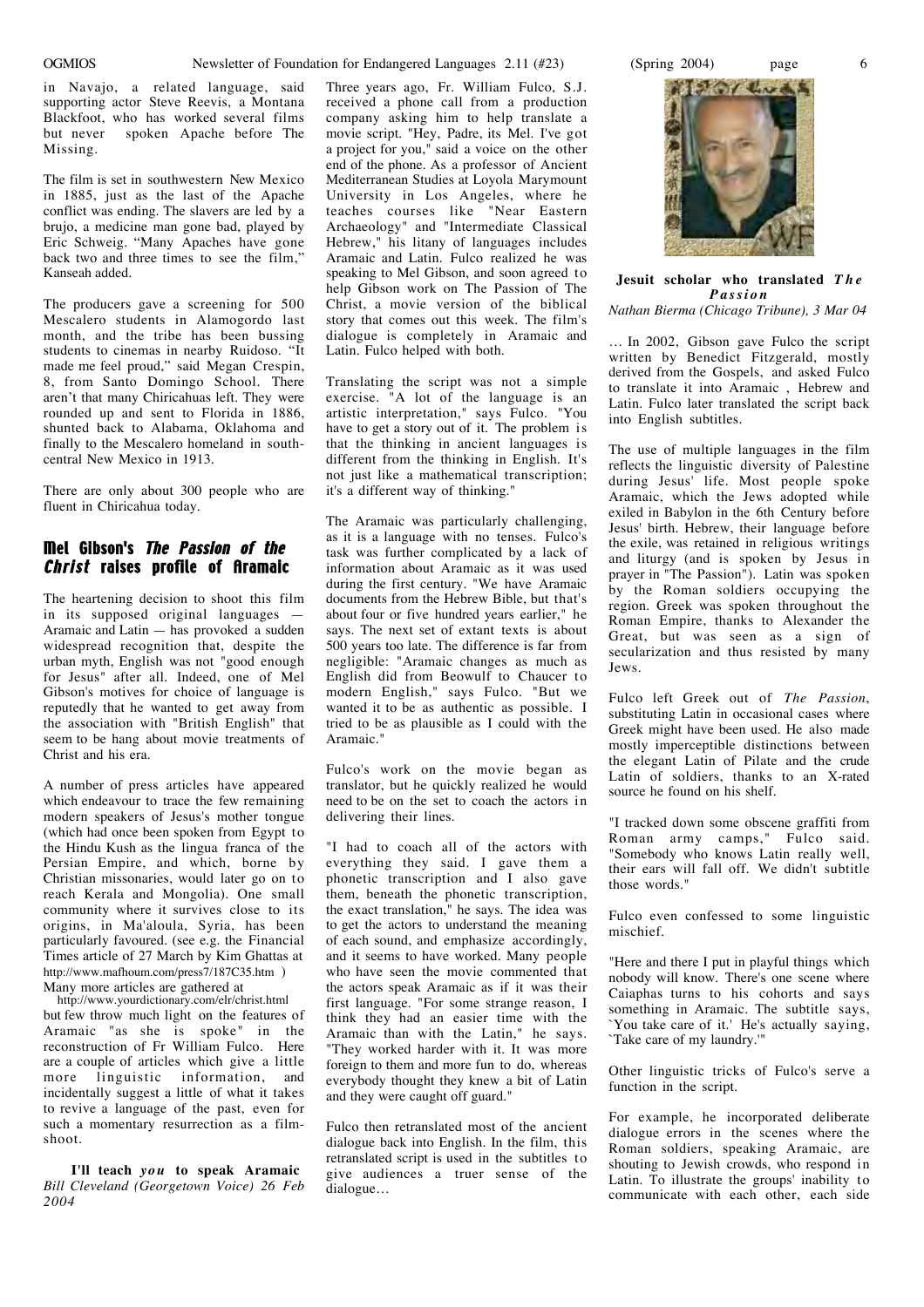in Navajo, a related language, said supporting actor Steve Reevis, a Montana Blackfoot, who has worked several films but never spoken Apache before The Missing.

The film is set in southwestern New Mexico in 1885, just as the last of the Apache conflict was ending. The slavers are led by a brujo, a medicine man gone bad, played by Eric Schweig. "Many Apaches have gone back two and three times to see the film," Kanseah added.

The producers gave a screening for 500 Mescalero students in Alamogordo last month, and the tribe has been bussing students to cinemas in nearby Ruidoso. "It made me feel proud," said Megan Crespin, 8, from Santo Domingo School. There aren't that many Chiricahuas left. They were rounded up and sent to Florida in 1886, shunted back to Alabama, Oklahoma and finally to the Mescalero homeland in south-central New Mexico in 1913.

There are only about 300 people who are fluent in Chiricahua today.

## Mel Gibson's *The Passion of the Christ* raises profile of Aramaic

The heartening decision to shoot this film in its supposed original languages — Aramaic and Latin — has provoked a sudden widespread recognition that, despite the urban myth, English was not "good enough for Jesus" after all. Indeed, one of Mel Gibson's motives for choice of language is reputedly that he wanted to get away from the association with "British English" that seem to be hang about movie treatments of Christ and his era.

A number of press articles have appeared which endeavour to trace the few remaining modern speakers of Jesus's mother tongue (which had once been spoken from Egypt to the Hindu Kush as the lingua franca of the Persian Empire, and which, borne by Christian missionaries, would later go on to reach Kerala and Mongolia). One small community where it survives close to its origins, in Ma'aloula, Syria, has been particularly favoured. (see e.g. the Financial Times article of 27 March by Kim Ghattas at http://www.mafhoum.com/press7/187C35.htm )
Many more articles are gathered at http://www.yourdictionary.com/elr/christ.html
but few throw much light on the features of Aramaic "as she is spoke" in the reconstruction of Fr William Fulco. Here are a couple of articles which give a little more linguistic information, and incidentally suggest a little of what it takes to revive a language of the past, even for such a momentary resurrection as a film-shoot.

**I'll teach *you* to speak Aramaic**
*Bill Cleveland (Georgetown Voice) 26 Feb 2004*

Three years ago, Fr. William Fulco, S.J. received a phone call from a production company asking him to help translate a movie script. "Hey, Padre, its Mel. I've got a project for you," said a voice on the other end of the phone. As a professor of Ancient Mediterranean Studies at Loyola Marymount University in Los Angeles, where he teaches courses like "Near Eastern Archaeology" and "Intermediate Classical Hebrew," his litany of languages includes Aramaic and Latin. Fulco realized he was speaking to Mel Gibson, and soon agreed to help Gibson work on The Passion of The Christ, a movie version of the biblical story that comes out this week. The film's dialogue is completely in Aramaic and Latin. Fulco helped with both.

Translating the script was not a simple exercise. "A lot of the language is an artistic interpretation," says Fulco. "You have to get a story out of it. The problem is that the thinking in ancient languages is different from the thinking in English. It's not just like a mathematical transcription; it's a different way of thinking."

The Aramaic was particularly challenging, as it is a language with no tenses. Fulco's task was further complicated by a lack of information about Aramaic as it was used during the first century. "We have Aramaic documents from the Hebrew Bible, but that's about four or five hundred years earlier," he says. The next set of extant texts is about 500 years too late. The difference is far from negligible: "Aramaic changes as much as English did from Beowulf to Chaucer to modern English," says Fulco. "But we wanted it to be as authentic as possible. I tried to be as plausible as I could with the Aramaic."

Fulco's work on the movie began as translator, but he quickly realized he would need to be on the set to coach the actors in delivering their lines.

"I had to coach all of the actors with everything they said. I gave them a phonetic transcription and I also gave them, beneath the phonetic transcription, the exact translation," he says. The idea was to get the actors to understand the meaning of each sound, and emphasize accordingly, and it seems to have worked. Many people who have seen the movie commented that the actors speak Aramaic as if it was their first language. "For some strange reason, I think they had an easier time with the Aramaic than with the Latin," he says. "They worked harder with it. It was more foreign to them and more fun to do, whereas everybody thought they knew a bit of Latin and they were caught off guard."

Fulco then retranslated most of the ancient dialogue back into English. In the film, this retranslated script is used in the subtitles to give audiences a truer sense of the dialogue…

**Jesuit scholar who translated *The Passion***
*Nathan Bierma (Chicago Tribune), 3 Mar 04*

… In 2002, Gibson gave Fulco the script written by Benedict Fitzgerald, mostly derived from the Gospels, and asked Fulco to translate it into Aramaic , Hebrew and Latin. Fulco later translated the script back into English subtitles.

The use of multiple languages in the film reflects the linguistic diversity of Palestine during Jesus' life. Most people spoke Aramaic, which the Jews adopted while exiled in Babylon in the 6th Century before Jesus' birth. Hebrew, their language before the exile, was retained in religious writings and liturgy (and is spoken by Jesus in prayer in "The Passion"). Latin was spoken by the Roman soldiers occupying the region. Greek was spoken throughout the Roman Empire, thanks to Alexander the Great, but was seen as a sign of secularization and thus resisted by many Jews.

Fulco left Greek out of *The Passion*, substituting Latin in occasional cases where Greek might have been used. He also made mostly imperceptible distinctions between the elegant Latin of Pilate and the crude Latin of soldiers, thanks to an X-rated source he found on his shelf.

"I tracked down some obscene graffiti from Roman army camps," Fulco said. "Somebody who knows Latin really well, their ears will fall off. We didn't subtitle those words."

Fulco even confessed to some linguistic mischief.

"Here and there I put in playful things which nobody will know. There's one scene where Caiaphas turns to his cohorts and says something in Aramaic. The subtitle says, `You take care of it.' He's actually saying, `Take care of my laundry.'"

Other linguistic tricks of Fulco's serve a function in the script.

For example, he incorporated deliberate dialogue errors in the scenes where the Roman soldiers, speaking Aramaic, are shouting to Jewish crowds, who respond in Latin. To illustrate the groups' inability to communicate with each other, each side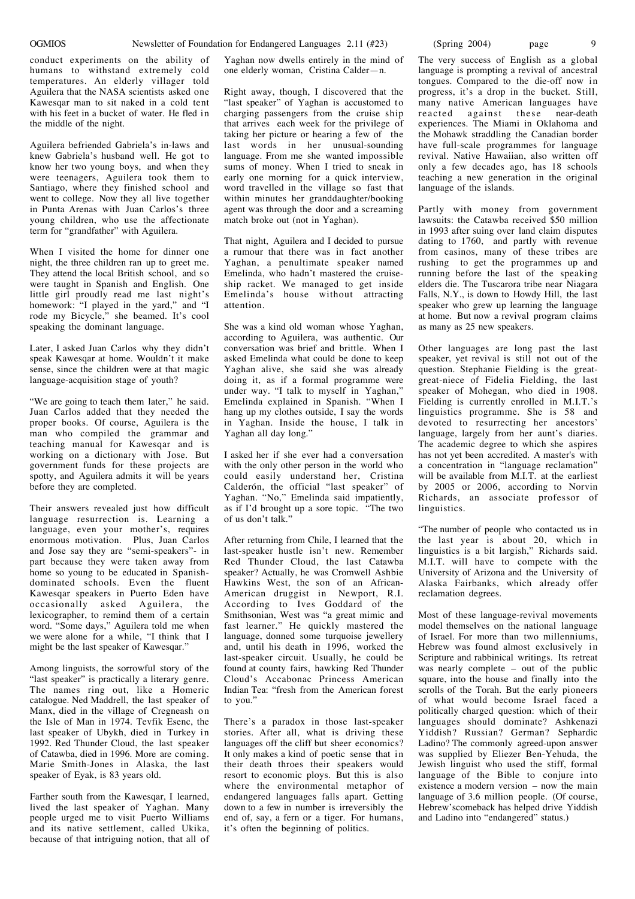conduct experiments on the ability of humans to withstand extremely cold temperatures. An elderly villager told Aguilera that the NASA scientists asked one Kawesqar man to sit naked in a cold tent with his feet in a bucket of water. He fled in the middle of the night.

Aguilera befriended Gabriela's in-laws and knew Gabriela's husband well. He got to know her two young boys, and when they were teenagers, Aguilera took them to Santiago, where they finished school and went to college. Now they all live together in Punta Arenas with Juan Carlos's three young children, who use the affectionate term for "grandfather" with Aguilera.

When I visited the home for dinner one night, the three children ran up to greet me. They attend the local British school, and so were taught in Spanish and English. One little girl proudly read me last night's homework: "I played in the yard," and "I rode my Bicycle," she beamed. It's cool speaking the dominant language.

Later, I asked Juan Carlos why they didn't speak Kawesqar at home. Wouldn't it make sense, since the children were at that magic language-acquisition stage of youth?

"We are going to teach them later," he said. Juan Carlos added that they needed the proper books. Of course, Aguilera is the man who compiled the grammar and teaching manual for Kawesqar and is working on a dictionary with Jose. But government funds for these projects are spotty, and Aguilera admits it will be years before they are completed.

Their answers revealed just how difficult language resurrection is. Learning a language, even your mother's, requires enormous motivation. Plus, Juan Carlos and Jose say they are "semi-speakers"- in part because they were taken away from home so young to be educated in Spanish-dominated schools. Even the fluent Kawesqar speakers in Puerto Eden have occasionally asked Aguilera, the lexicographer, to remind them of a certain word. "Some days," Aguilera told me when we were alone for a while, "I think that I might be the last speaker of Kawesqar."

Among linguists, the sorrowful story of the "last speaker" is practically a literary genre. The names ring out, like a Homeric catalogue. Ned Maddrell, the last speaker of Manx, died in the village of Cregneash on the Isle of Man in 1974. Tevfik Esenc, the last speaker of Ubykh, died in Turkey in 1992. Red Thunder Cloud, the last speaker of Catawba, died in 1996. More are coming. Marie Smith-Jones in Alaska, the last speaker of Eyak, is 83 years old.

Farther south from the Kawesqar, I learned, lived the last speaker of Yaghan. Many people urged me to visit Puerto Williams and its native settlement, called Ukika, because of that intriguing notion, that all of Yaghan now dwells entirely in the mind of one elderly woman, Cristina Calder—n.

Right away, though, I discovered that the "last speaker" of Yaghan is accustomed to charging passengers from the cruise ship that arrives each week for the privilege of taking her picture or hearing a few of the last words in her unusual-sounding language. From me she wanted impossible sums of money. When I tried to sneak in early one morning for a quick interview, word travelled in the village so fast that within minutes her granddaughter/booking agent was through the door and a screaming match broke out (not in Yaghan).

That night, Aguilera and I decided to pursue a rumour that there was in fact another Yaghan, a penultimate speaker named Emelinda, who hadn't mastered the cruise-ship racket. We managed to get inside Emelinda's house without attracting attention.

She was a kind old woman whose Yaghan, according to Aguilera, was authentic. Our conversation was brief and brittle. When I asked Emelinda what could be done to keep Yaghan alive, she said she was already doing it, as if a formal programme were under way. "I talk to myself in Yaghan," Emelinda explained in Spanish. "When I hang up my clothes outside, I say the words in Yaghan. Inside the house, I talk in Yaghan all day long."

I asked her if she ever had a conversation with the only other person in the world who could easily understand her, Cristina Calderón, the official "last speaker" of Yaghan. "No," Emelinda said impatiently, as if I'd brought up a sore topic. "The two of us don't talk."

After returning from Chile, I learned that the last-speaker hustle isn't new. Remember Red Thunder Cloud, the last Catawba speaker? Actually, he was Cromwell Ashbie Hawkins West, the son of an African-American druggist in Newport, R.I. According to Ives Goddard of the Smithsonian, West was "a great mimic and fast learner." He quickly mastered the language, donned some turquoise jewellery and, until his death in 1996, worked the last-speaker circuit. Usually, he could be found at county fairs, hawking Red Thunder Cloud's Accabonac Princess American Indian Tea: "fresh from the American forest to you."

There's a paradox in those last-speaker stories. After all, what is driving these languages off the cliff but sheer economics? It only makes a kind of poetic sense that in their death throes their speakers would resort to economic ploys. But this is also where the environmental metaphor of endangered languages falls apart. Getting down to a few in number is irreversibly the end of, say, a fern or a tiger. For humans, it's often the beginning of politics.

The very success of English as a global language is prompting a revival of ancestral tongues. Compared to the die-off now in progress, it's a drop in the bucket. Still, many native American languages have reacted against these near-death experiences. The Miami in Oklahoma and the Mohawk straddling the Canadian border have full-scale programmes for language revival. Native Hawaiian, also written off only a few decades ago, has 18 schools teaching a new generation in the original language of the islands.

Partly with money from government lawsuits: the Catawba received $50 million in 1993 after suing over land claim disputes dating to 1760, and partly with revenue from casinos, many of these tribes are rushing to get the programmes up and running before the last of the speaking elders die. The Tuscarora tribe near Niagara Falls, N.Y., is down to Howdy Hill, the last speaker who grew up learning the language at home. But now a revival program claims as many as 25 new speakers.

Other languages are long past the last speaker, yet revival is still not out of the question. Stephanie Fielding is the great-great-niece of Fidelia Fielding, the last speaker of Mohegan, who died in 1908. Fielding is currently enrolled in M.I.T.'s linguistics programme. She is 58 and devoted to resurrecting her ancestors' language, largely from her aunt's diaries. The academic degree to which she aspires has not yet been accredited. A master's with a concentration in "language reclamation" will be available from M.I.T. at the earliest by 2005 or 2006, according to Norvin Richards, an associate professor of linguistics.

"The number of people who contacted us in the last year is about 20, which in linguistics is a bit largish," Richards said. M.I.T. will have to compete with the University of Arizona and the University of Alaska Fairbanks, which already offer reclamation degrees.

Most of these language-revival movements model themselves on the national language of Israel. For more than two millenniums, Hebrew was found almost exclusively in Scripture and rabbinical writings. Its retreat was nearly complete – out of the public square, into the house and finally into the scrolls of the Torah. But the early pioneers of what would become Israel faced a politically charged question: which of their languages should dominate? Ashkenazi Yiddish? Russian? German? Sephardic Ladino? The commonly agreed-upon answer was supplied by Eliezer Ben-Yehuda, the Jewish linguist who used the stiff, formal language of the Bible to conjure into existence a modern version – now the main language of 3.6 million people. (Of course, Hebrew'scomeback has helped drive Yiddish and Ladino into "endangered" status.)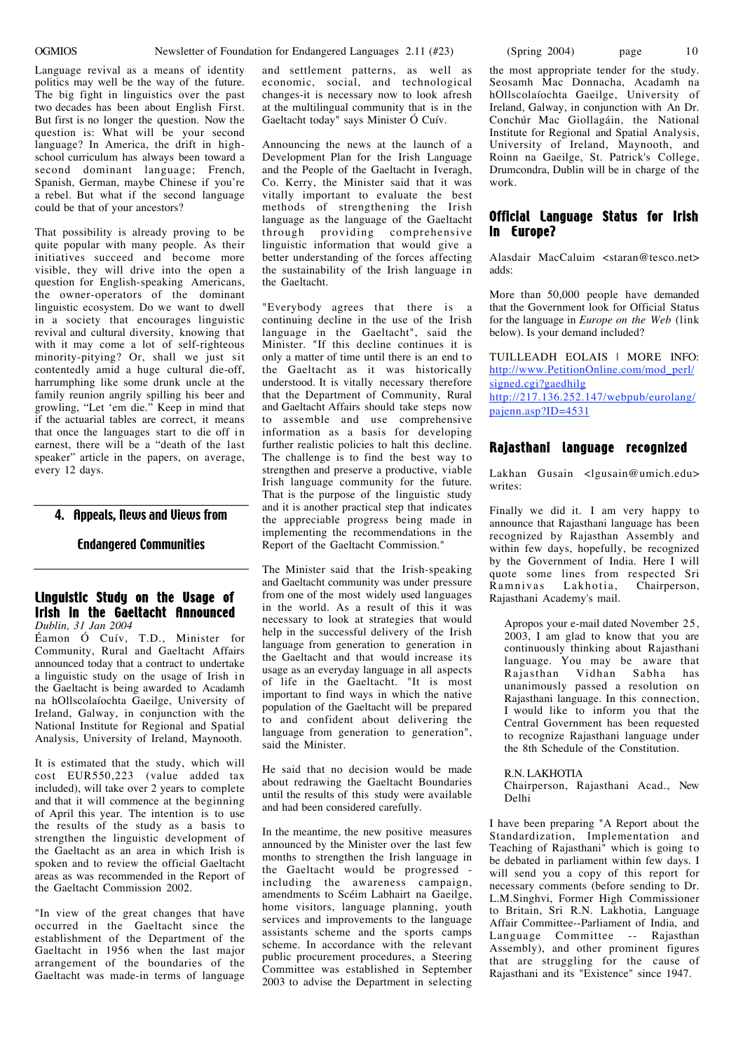Language revival as a means of identity politics may well be the way of the future. The big fight in linguistics over the past two decades has been about English First. But first is no longer the question. Now the question is: What will be your second language? In America, the drift in high-school curriculum has always been toward a second dominant language; French, Spanish, German, maybe Chinese if you're a rebel. But what if the second language could be that of your ancestors?

That possibility is already proving to be quite popular with many people. As their initiatives succeed and become more visible, they will drive into the open a question for English-speaking Americans, the owner-operators of the dominant linguistic ecosystem. Do we want to dwell in a society that encourages linguistic revival and cultural diversity, knowing that with it may come a lot of self-righteous minority-pitying? Or, shall we just sit contentedly amid a huge cultural die-off, harrumphing like some drunk uncle at the family reunion angrily spilling his beer and growling, "Let 'em die." Keep in mind that if the actuarial tables are correct, it means that once the languages start to die off in earnest, there will be a "death of the last speaker" article in the papers, on average, every 12 days.

## 4. Appeals, News and Views from Endangered Communities

### Linguistic Study on the Usage of Irish in the Gaeltacht Announced

*Dublin, 31 Jan 2004*

Éamon Ó Cuív, T.D., Minister for Community, Rural and Gaeltacht Affairs announced today that a contract to undertake a linguistic study on the usage of Irish in the Gaeltacht is being awarded to Acadamh na hOllscolaíochta Gaeilge, University of Ireland, Galway, in conjunction with the National Institute for Regional and Spatial Analysis, University of Ireland, Maynooth.

It is estimated that the study, which will cost EUR550,223 (value added tax included), will take over 2 years to complete and that it will commence at the beginning of April this year. The intention is to use the results of the study as a basis to strengthen the linguistic development of the Gaeltacht as an area in which Irish is spoken and to review the official Gaeltacht areas as was recommended in the Report of the Gaeltacht Commission 2002.

"In view of the great changes that have occurred in the Gaeltacht since the establishment of the Department of the Gaeltacht in 1956 when the last major arrangement of the boundaries of the Gaeltacht was made-in terms of language and settlement patterns, as well as economic, social, and technological changes-it is necessary now to look afresh at the multilingual community that is in the Gaeltacht today" says Minister Ó Cuív.

Announcing the news at the launch of a Development Plan for the Irish Language and the People of the Gaeltacht in Iveragh, Co. Kerry, the Minister said that it was vitally important to evaluate the best methods of strengthening the Irish language as the language of the Gaeltacht through providing comprehensive linguistic information that would give a better understanding of the forces affecting the sustainability of the Irish language in the Gaeltacht.

"Everybody agrees that there is a continuing decline in the use of the Irish language in the Gaeltacht", said the Minister. "If this decline continues it is only a matter of time until there is an end to the Gaeltacht as it was historically understood. It is vitally necessary therefore that the Department of Community, Rural and Gaeltacht Affairs should take steps now to assemble and use comprehensive information as a basis for developing further realistic policies to halt this decline. The challenge is to find the best way to strengthen and preserve a productive, viable Irish language community for the future. That is the purpose of the linguistic study and it is another practical step that indicates the appreciable progress being made in implementing the recommendations in the Report of the Gaeltacht Commission."

The Minister said that the Irish-speaking and Gaeltacht community was under pressure from one of the most widely used languages in the world. As a result of this it was necessary to look at strategies that would help in the successful delivery of the Irish language from generation to generation in the Gaeltacht and that would increase its usage as an everyday language in all aspects of life in the Gaeltacht. "It is most important to find ways in which the native population of the Gaeltacht will be prepared to and confident about delivering the language from generation to generation", said the Minister.

He said that no decision would be made about redrawing the Gaeltacht Boundaries until the results of this study were available and had been considered carefully.

In the meantime, the new positive measures announced by the Minister over the last few months to strengthen the Irish language in the Gaeltacht would be progressed - including the awareness campaign, amendments to Scéim Labhairt na Gaeilge, home visitors, language planning, youth services and improvements to the language assistants scheme and the sports camps scheme. In accordance with the relevant public procurement procedures, a Steering Committee was established in September 2003 to advise the Department in selecting the most appropriate tender for the study. Seosamh Mac Donnacha, Acadamh na hOllscolaíochta Gaeilge, University of Ireland, Galway, in conjunction with An Dr. Conchúr Mac Giollagáin, the National Institute for Regional and Spatial Analysis, University of Ireland, Maynooth, and Roinn na Gaeilge, St. Patrick's College, Drumcondra, Dublin will be in charge of the work.

### Official Language Status for Irish in Europe?

Alasdair MacCaluim <staran@tesco.net> adds:

More than 50,000 people have demanded that the Government look for Official Status for the language in *Europe on the Web* (link below). Is your demand included?

TUILLEADH EOLAIS | MORE INFO: http://www.PetitionOnline.com/mod_perl/signed.cgi?gaedhilg
http://217.136.252.147/webpub/eurolang/pajenn.asp?ID=4531

### Rajasthani language recognized

Lakhan Gusain <lgusain@umich.edu> writes:

Finally we did it. I am very happy to announce that Rajasthani language has been recognized by Rajasthan Assembly and within few days, hopefully, be recognized by the Government of India. Here I will quote some lines from respected Sri Ramnivas Lakhotia, Chairperson, Rajasthani Academy's mail.

> Apropos your e-mail dated November 25, 2003, I am glad to know that you are continuously thinking about Rajasthani language. You may be aware that Rajasthan Vidhan Sabha has unanimously passed a resolution on Rajasthani language. In this connection, I would like to inform you that the Central Government has been requested to recognize Rajasthani language under the 8th Schedule of the Constitution.
>
> R.N. LAKHOTIA
> Chairperson, Rajasthani Acad., New Delhi

I have been preparing "A Report about the Standardization, Implementation and Teaching of Rajasthani" which is going to be debated in parliament within few days. I will send you a copy of this report for necessary comments (before sending to Dr. L.M.Singhvi, Former High Commissioner to Britain, Sri R.N. Lakhotia, Language Affair Committee--Parliament of India, and Language Committee -- Rajasthan Assembly), and other prominent figures that are struggling for the cause of Rajasthani and its "Existence" since 1947.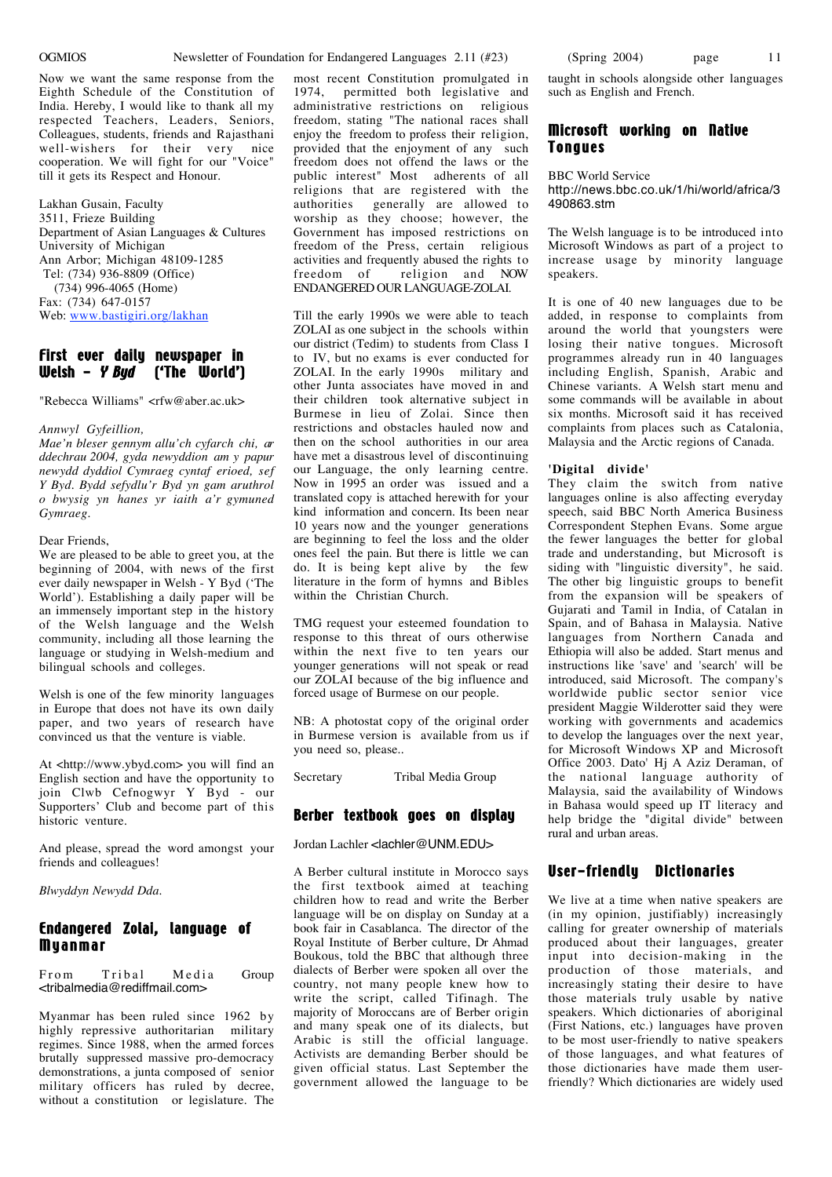Now we want the same response from the Eighth Schedule of the Constitution of India. Hereby, I would like to thank all my respected Teachers, Leaders, Seniors, Colleagues, students, friends and Rajasthani well-wishers for their very nice cooperation. We will fight for our "Voice" till it gets its Respect and Honour.

Lakhan Gusain, Faculty
3511, Frieze Building
Department of Asian Languages & Cultures
University of Michigan
Ann Arbor; Michigan 48109-1285
Tel: (734) 936-8809 (Office)
(734) 996-4065 (Home)
Fax: (734) 647-0157
Web: www.bastigiri.org/lakhan

## First ever daily newspaper in Welsh - *Y Byd* ('The World')

"Rebecca Williams" <rfw@aber.ac.uk>

*Annwyl Gyfeillion,*
*Mae'n bleser gennym allu'ch cyfarch chi, ar ddechrau 2004, gyda newyddion am y papur newydd dyddiol Cymraeg cyntaf erioed, sef Y Byd. Bydd sefydlu'r Byd yn gam aruthrol o bwysig yn hanes yr iaith a'r gymuned Gymraeg.*

Dear Friends,
We are pleased to be able to greet you, at the beginning of 2004, with news of the first ever daily newspaper in Welsh - Y Byd ('The World'). Establishing a daily paper will be an immensely important step in the history of the Welsh language and the Welsh community, including all those learning the language or studying in Welsh-medium and bilingual schools and colleges.

Welsh is one of the few minority languages in Europe that does not have its own daily paper, and two years of research have convinced us that the venture is viable.

At <http://www.ybyd.com> you will find an English section and have the opportunity to join Clwb Cefnogwyr Y Byd - our Supporters' Club and become part of this historic venture.

And please, spread the word amongst your friends and colleagues!

*Blwyddyn Newydd Dda.*

## Endangered Zolai, language of Myanmar

From Tribal Media Group <tribalmedia@rediffmail.com>

Myanmar has been ruled since 1962 by highly repressive authoritarian military regimes. Since 1988, when the armed forces brutally suppressed massive pro-democracy demonstrations, a junta composed of senior military officers has ruled by decree, without a constitution or legislature. The most recent Constitution promulgated in 1974, permitted both legislative and administrative restrictions on religious freedom, stating "The national races shall enjoy the freedom to profess their religion, provided that the enjoyment of any such freedom does not offend the laws or the public interest" Most adherents of all religions that are registered with the authorities generally are allowed to worship as they choose; however, the Government has imposed restrictions on freedom of the Press, certain religious activities and frequently abused the rights to freedom of religion and NOW ENDANGERED OUR LANGUAGE-ZOLAI.

Till the early 1990s we were able to teach ZOLAI as one subject in the schools within our district (Tedim) to students from Class I to IV, but no exams is ever conducted for ZOLAI. In the early 1990s military and other Junta associates have moved in and their children took alternative subject in Burmese in lieu of Zolai. Since then restrictions and obstacles hauled now and then on the school authorities in our area have met a disastrous level of discontinuing our Language, the only learning centre. Now in 1995 an order was issued and a translated copy is attached herewith for your kind information and concern. Its been near 10 years now and the younger generations are beginning to feel the loss and the older ones feel the pain. But there is little we can do. It is being kept alive by the few literature in the form of hymns and Bibles within the Christian Church.

TMG request your esteemed foundation to response to this threat of ours otherwise within the next five to ten years our younger generations will not speak or read our ZOLAI because of the big influence and forced usage of Burmese on our people.

NB: A photostat copy of the original order in Burmese version is available from us if you need so, please..

Secretary Tribal Media Group

## Berber textbook goes on display

Jordan Lachler <lachler@UNM.EDU>

A Berber cultural institute in Morocco says the first textbook aimed at teaching children how to read and write the Berber language will be on display on Sunday at a book fair in Casablanca. The director of the Royal Institute of Berber culture, Dr Ahmad Boukous, told the BBC that although three dialects of Berber were spoken all over the country, not many people knew how to write the script, called Tifinagh. The majority of Moroccans are of Berber origin and many speak one of its dialects, but Arabic is still the official language. Activists are demanding Berber should be given official status. Last September the government allowed the language to be taught in schools alongside other languages such as English and French.

## Microsoft working on Native Tongues

BBC World Service
http://news.bbc.co.uk/1/hi/world/africa/3490863.stm

The Welsh language is to be introduced into Microsoft Windows as part of a project to increase usage by minority language speakers.

It is one of 40 new languages due to be added, in response to complaints from around the world that youngsters were losing their native tongues. Microsoft programmes already run in 40 languages including English, Spanish, Arabic and Chinese variants. A Welsh start menu and some commands will be available in about six months. Microsoft said it has received complaints from places such as Catalonia, Malaysia and the Arctic regions of Canada.

### 'Digital divide'

They claim the switch from native languages online is also affecting everyday speech, said BBC North America Business Correspondent Stephen Evans. Some argue the fewer languages the better for global trade and understanding, but Microsoft is siding with "linguistic diversity", he said. The other big linguistic groups to benefit from the expansion will be speakers of Gujarati and Tamil in India, of Catalan in Spain, and of Bahasa in Malaysia. Native languages from Northern Canada and Ethiopia will also be added. Start menus and instructions like 'save' and 'search' will be introduced, said Microsoft. The company's worldwide public sector senior vice president Maggie Wilderotter said they were working with governments and academics to develop the languages over the next year, for Microsoft Windows XP and Microsoft Office 2003. Dato' Hj A Aziz Deraman, of the national language authority of Malaysia, said the availability of Windows in Bahasa would speed up IT literacy and help bridge the "digital divide" between rural and urban areas.

## User-friendly Dictionaries

We live at a time when native speakers are (in my opinion, justifiably) increasingly calling for greater ownership of materials produced about their languages, greater input into decision-making in the production of those materials, and increasingly stating their desire to have those materials truly usable by native speakers. Which dictionaries of aboriginal (First Nations, etc.) languages have proven to be most user-friendly to native speakers of those languages, and what features of those dictionaries have made them user-friendly? Which dictionaries are widely used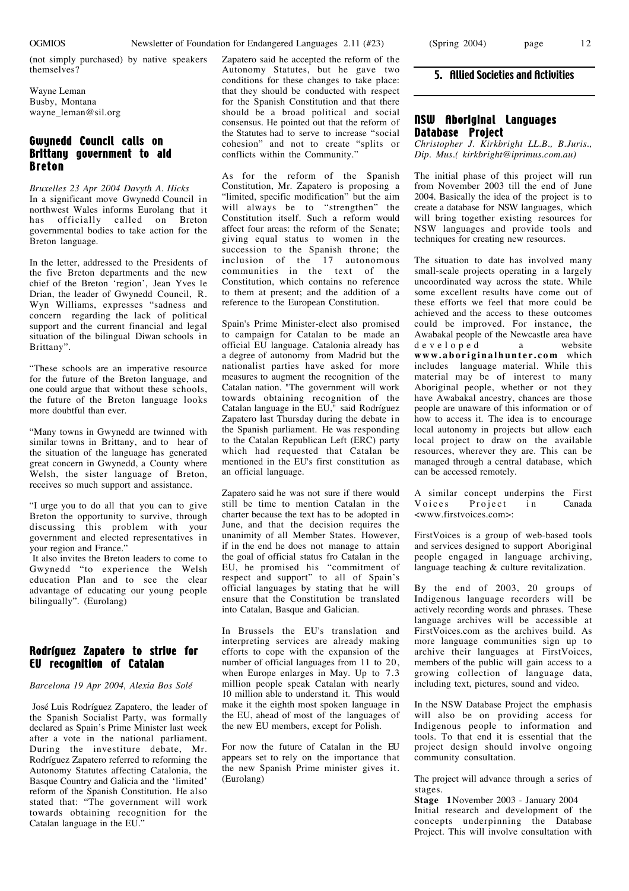(not simply purchased) by native speakers themselves?

Wayne Leman
Busby, Montana
wayne_leman@sil.org

## Gwynedd Council calls on Brittany government to aid Breton

*Bruxelles 23 Apr 2004 Davyth A. Hicks*

In a significant move Gwynedd Council in northwest Wales informs Eurolang that it has officially called on Breton governmental bodies to take action for the Breton language.

In the letter, addressed to the Presidents of the five Breton departments and the new chief of the Breton 'region', Jean Yves le Drian, the leader of Gwynedd Council, R. Wyn Williams, expresses "sadness and concern regarding the lack of political support and the current financial and legal situation of the bilingual Diwan schools in Brittany".

"These schools are an imperative resource for the future of the Breton language, and one could argue that without these schools, the future of the Breton language looks more doubtful than ever.

"Many towns in Gwynedd are twinned with similar towns in Brittany, and to hear of the situation of the language has generated great concern in Gwynedd, a County where Welsh, the sister language of Breton, receives so much support and assistance.

"I urge you to do all that you can to give Breton the opportunity to survive, through discussing this problem with your government and elected representatives in your region and France."

It also invites the Breton leaders to come to Gwynedd "to experience the Welsh education Plan and to see the clear advantage of educating our young people bilingually". (Eurolang)

## Rodríguez Zapatero to strive for EU recognition of Catalan

*Barcelona 19 Apr 2004, Alexia Bos Solé*

José Luis Rodríguez Zapatero, the leader of the Spanish Socialist Party, was formally declared as Spain's Prime Minister last week after a vote in the national parliament. During the investiture debate, Mr. Rodríguez Zapatero referred to reforming the Autonomy Statutes affecting Catalonia, the Basque Country and Galicia and the 'limited' reform of the Spanish Constitution. He also stated that: "The government will work towards obtaining recognition for the Catalan language in the EU."

Zapatero said he accepted the reform of the Autonomy Statutes, but he gave two conditions for these changes to take place: that they should be conducted with respect for the Spanish Constitution and that there should be a broad political and social consensus. He pointed out that the reform of the Statutes had to serve to increase "social cohesion" and not to create "splits or conflicts within the Community."

As for the reform of the Spanish Constitution, Mr. Zapatero is proposing a "limited, specific modification" but the aim will always be to "strengthen" the Constitution itself. Such a reform would affect four areas: the reform of the Senate; giving equal status to women in the succession to the Spanish throne; the inclusion of the 17 autonomous communities in the text of the Constitution, which contains no reference to them at present; and the addition of a reference to the European Constitution.

Spain's Prime Minister-elect also promised to campaign for Catalan to be made an official EU language. Catalonia already has a degree of autonomy from Madrid but the nationalist parties have asked for more measures to augment the recognition of the Catalan nation. "The government will work towards obtaining recognition of the Catalan language in the EU," said Rodríguez Zapatero last Thursday during the debate in the Spanish parliament. He was responding to the Catalan Republican Left (ERC) party which had requested that Catalan be mentioned in the EU's first constitution as an official language.

Zapatero said he was not sure if there would still be time to mention Catalan in the charter because the text has to be adopted in June, and that the decision requires the unanimity of all Member States. However, if in the end he does not manage to attain the goal of official status fro Catalan in the EU, he promised his "commitment of respect and support" to all of Spain's official languages by stating that he will ensure that the Constitution be translated into Catalan, Basque and Galician.

In Brussels the EU's translation and interpreting services are already making efforts to cope with the expansion of the number of official languages from 11 to 20, when Europe enlarges in May. Up to 7.3 million people speak Catalan with nearly 10 million able to understand it. This would make it the eighth most spoken language in the EU, ahead of most of the languages of the new EU members, except for Polish.

For now the future of Catalan in the EU appears set to rely on the importance that the new Spanish Prime minister gives it. (Eurolang)

# 5. Allied Societies and Activities

## NSW Aboriginal Languages Database Project

*Christopher J. Kirkbright LL.B., B.Juris., Dip. Mus.( kirkbright@iprimus.com.au)*

The initial phase of this project will run from November 2003 till the end of June 2004. Basically the idea of the project is to create a database for NSW languages, which will bring together existing resources for NSW languages and provide tools and techniques for creating new resources.

The situation to date has involved many small-scale projects operating in a largely uncoordinated way across the state. While some excellent results have come out of these efforts we feel that more could be achieved and the access to these outcomes could be improved. For instance, the Awabakal people of the Newcastle area have developed a website **www.aboriginalhunter.com** which includes language material. While this material may be of interest to many Aboriginal people, whether or not they have Awabakal ancestry, chances are those people are unaware of this information or of how to access it. The idea is to encourage local autonomy in projects but allow each local project to draw on the available resources, wherever they are. This can be managed through a central database, which can be accessed remotely.

A similar concept underpins the First Voices Project in Canada <www.firstvoices.com>:

FirstVoices is a group of web-based tools and services designed to support Aboriginal people engaged in language archiving, language teaching & culture revitalization.

By the end of 2003, 20 groups of Indigenous language recorders will be actively recording words and phrases. These language archives will be accessible at FirstVoices.com as the archives build. As more language communities sign up to archive their languages at FirstVoices, members of the public will gain access to a growing collection of language data, including text, pictures, sound and video.

In the NSW Database Project the emphasis will also be on providing access for Indigenous people to information and tools. To that end it is essential that the project design should involve ongoing community consultation.

The project will advance through a series of stages.

**Stage 1** November 2003 - January 2004
Initial research and development of the concepts underpinning the Database Project. This will involve consultation with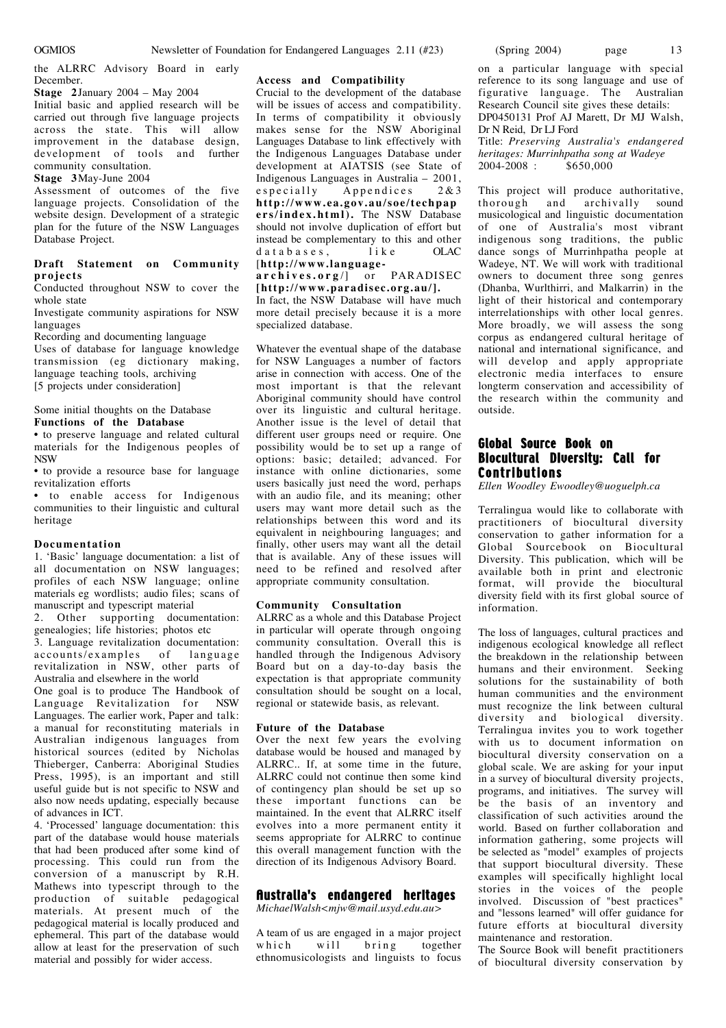the ALRRC Advisory Board in early December.

**Stage 2** January 2004 – May 2004

Initial basic and applied research will be carried out through five language projects across the state. This will allow improvement in the database design, development of tools and further community consultation.

**Stage 3** May-June 2004

Assessment of outcomes of the five language projects. Consolidation of the website design. Development of a strategic plan for the future of the NSW Languages Database Project.

**Draft Statement on Community projects**

Conducted throughout NSW to cover the whole state

Investigate community aspirations for NSW languages

Recording and documenting language

Uses of database for language knowledge transmission (eg dictionary making, language teaching tools, archiving

[5 projects under consideration]

Some initial thoughts on the Database

**Functions of the Database**

• to preserve language and related cultural materials for the Indigenous peoples of NSW

• to provide a resource base for language revitalization efforts

• to enable access for Indigenous communities to their linguistic and cultural heritage

**Documentation**

1. 'Basic' language documentation: a list of all documentation on NSW languages; profiles of each NSW language; online materials eg wordlists; audio files; scans of manuscript and typescript material

2. Other supporting documentation: genealogies; life histories; photos etc

3. Language revitalization documentation: accounts/examples of language revitalization in NSW, other parts of Australia and elsewhere in the world

One goal is to produce The Handbook of Language Revitalization for NSW Languages. The earlier work, Paper and talk: a manual for reconstituting materials in Australian indigenous languages from historical sources (edited by Nicholas Thieberger, Canberra: Aboriginal Studies Press, 1995), is an important and still useful guide but is not specific to NSW and also now needs updating, especially because of advances in ICT.

4. 'Processed' language documentation: this part of the database would house materials that had been produced after some kind of processing. This could run from the conversion of a manuscript by R.H. Mathews into typescript through to the production of suitable pedagogical materials. At present much of the pedagogical material is locally produced and ephemeral. This part of the database would allow at least for the preservation of such material and possibly for wider access.

**Access and Compatibility**

Crucial to the development of the database will be issues of access and compatibility. In terms of compatibility it obviously makes sense for the NSW Aboriginal Languages Database to link effectively with the Indigenous Languages Database under development at AIATSIS (see State of Indigenous Languages in Australia – 2001, especially Appendices 2&3 **http://www.ea.gov.au/soe/techpapers/index.html**). The NSW Database should not involve duplication of effort but instead be complementary to this and other databases, like OLAC [**http://www.language-archives.org/**] or PARADISEC [**http://www.paradisec.org.au/**].

In fact, the NSW Database will have much more detail precisely because it is a more specialized database.

Whatever the eventual shape of the database for NSW Languages a number of factors arise in connection with access. One of the most important is that the relevant Aboriginal community should have control over its linguistic and cultural heritage. Another issue is the level of detail that different user groups need or require. One possibility would be to set up a range of options: basic; detailed; advanced. For instance with online dictionaries, some users basically just need the word, perhaps with an audio file, and its meaning; other users may want more detail such as the relationships between this word and its equivalent in neighbouring languages; and finally, other users may want all the detail that is available. Any of these issues will need to be refined and resolved after appropriate community consultation.

**Community Consultation**

ALRRC as a whole and this Database Project in particular will operate through ongoing community consultation. Overall this is handled through the Indigenous Advisory Board but on a day-to-day basis the expectation is that appropriate community consultation should be sought on a local, regional or statewide basis, as relevant.

**Future of the Database**

Over the next few years the evolving database would be housed and managed by ALRRC.. If, at some time in the future, ALRRC could not continue then some kind of contingency plan should be set up so these important functions can be maintained. In the event that ALRRC itself evolves into a more permanent entity it seems appropriate for ALRRC to continue this overall management function with the direction of its Indigenous Advisory Board.

## Australia's endangered heritages

*MichaelWalsh<mjw@mail.usyd.edu.au>*

A team of us are engaged in a major project which will bring together ethnomusicologists and linguists to focus on a particular language with special reference to its song language and use of figurative language. The Australian Research Council site gives these details:

DP0450131 Prof AJ Marett, Dr MJ Walsh, Dr N Reid, Dr LJ Ford

Title: *Preserving Australia's endangered heritages: Murrinhpatha song at Wadeye*

2004-2008 : $650,000

This project will produce authoritative, thorough and archivally sound musicological and linguistic documentation of one of Australia's most vibrant indigenous song traditions, the public dance songs of Murrinhpatha people at Wadeye, NT. We will work with traditional owners to document three song genres (Dhanba, Wurlthirri, and Malkarrin) in the light of their historical and contemporary interrelationships with other local genres. More broadly, we will assess the song corpus as endangered cultural heritage of national and international significance, and will develop and apply appropriate electronic media interfaces to ensure longterm conservation and accessibility of the research within the community and outside.

## Global Source Book on Biocultural Diversity: Call for Contributions

*Ellen Woodley Ewoodley@uoguelph.ca*

Terralingua would like to collaborate with practitioners of biocultural diversity conservation to gather information for a Global Sourcebook on Biocultural Diversity. This publication, which will be available both in print and electronic format, will provide the biocultural diversity field with its first global source of information.

The loss of languages, cultural practices and indigenous ecological knowledge all reflect the breakdown in the relationship between humans and their environment. Seeking solutions for the sustainability of both human communities and the environment must recognize the link between cultural diversity and biological diversity. Terralingua invites you to work together with us to document information on biocultural diversity conservation on a global scale. We are asking for your input in a survey of biocultural diversity projects, programs, and initiatives. The survey will be the basis of an inventory and classification of such activities around the world. Based on further collaboration and information gathering, some projects will be selected as "model" examples of projects that support biocultural diversity. These examples will specifically highlight local stories in the voices of the people involved. Discussion of "best practices" and "lessons learned" will offer guidance for future efforts at biocultural diversity maintenance and restoration.

The Source Book will benefit practitioners of biocultural diversity conservation by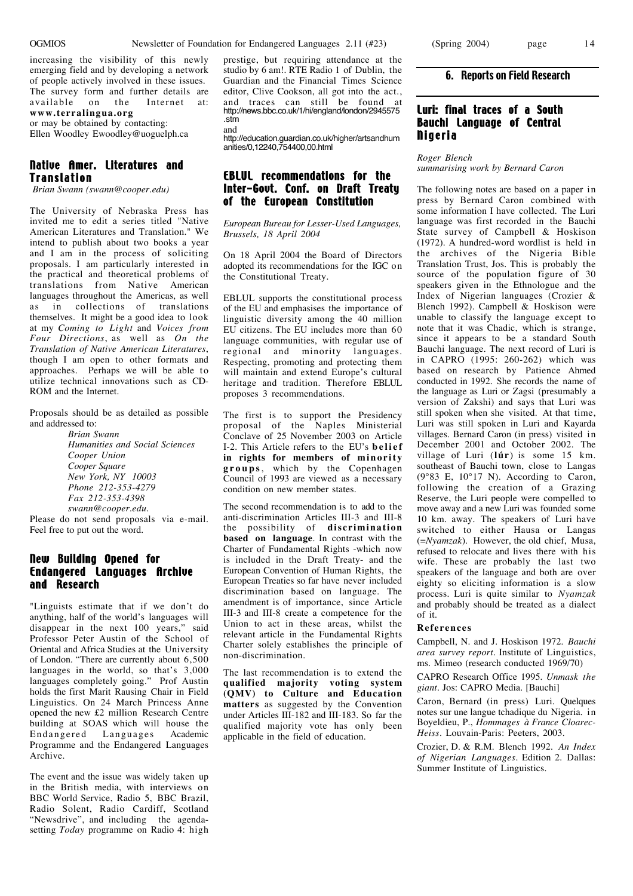increasing the visibility of this newly emerging field and by developing a network of people actively involved in these issues. The survey form and further details are available on the Internet at: **www.terralingua.org**
or may be obtained by contacting:
Ellen Woodley Ewoodley@uoguelph.ca

## Native Amer. Literatures and Translation

*Brian Swann (swann@cooper.edu)*

The University of Nebraska Press has invited me to edit a series titled "Native American Literatures and Translation." We intend to publish about two books a year and I am in the process of soliciting proposals. I am particularly interested in the practical and theoretical problems of translations from Native American languages throughout the Americas, as well as in collections of translations themselves. It might be a good idea to look at my *Coming to Light* and *Voices from Four Directions*, as well as *On the Translation of Native American Literatures*, though I am open to other formats and approaches. Perhaps we will be able to utilize technical innovations such as CD-ROM and the Internet.

Proposals should be as detailed as possible and addressed to:

*Brian Swann*
*Humanities and Social Sciences*
*Cooper Union*
*Cooper Square*
*New York, NY 10003*
*Phone 212-353-4279*
*Fax 212-353-4398*
*swann@cooper.edu.*

Please do not send proposals via e-mail. Feel free to put out the word.

## New Building Opened for Endangered Languages Archive and Research

"Linguists estimate that if we don't do anything, half of the world's languages will disappear in the next 100 years," said Professor Peter Austin of the School of Oriental and Africa Studies at the University of London. "There are currently about 6,500 languages in the world, so that's 3,000 languages completely going." Prof Austin holds the first Marit Rausing Chair in Field Linguistics. On 24 March Princess Anne opened the new £2 million Research Centre building at SOAS which will house the Endangered Languages Academic Programme and the Endangered Languages Archive.

The event and the issue was widely taken up in the British media, with interviews on BBC World Service, Radio 5, BBC Brazil, Radio Solent, Radio Cardiff, Scotland "Newsdrive", and including the agenda-setting *Today* programme on Radio 4: high prestige, but requiring attendance at the studio by 6 am!. RTE Radio 1 of Dublin, the Guardian and the Financial Times Science editor, Clive Cookson, all got into the act., and traces can still be found at http://news.bbc.co.uk/1/hi/england/london/2945575.stm
and
http://education.guardian.co.uk/higher/artsandhumanities/0,12240,754400,00.html

## EBLUL recommendations for the Inter-Govt. Conf. on Draft Treaty of the European Constitution

*European Bureau for Lesser-Used Languages, Brussels, 18 April 2004*

On 18 April 2004 the Board of Directors adopted its recommendations for the IGC on the Constitutional Treaty.

EBLUL supports the constitutional process of the EU and emphasises the importance of linguistic diversity among the 40 million EU citizens. The EU includes more than 60 language communities, with regular use of regional and minority languages. Respecting, promoting and protecting them will maintain and extend Europe's cultural heritage and tradition. Therefore EBLUL proposes 3 recommendations.

The first is to support the Presidency proposal of the Naples Ministerial Conclave of 25 November 2003 on Article I-2. This Article refers to the EU's **belief in rights for members of minority groups**, which by the Copenhagen Council of 1993 are viewed as a necessary condition on new member states.

The second recommendation is to add to the anti-discrimination Articles III-3 and III-8 the possibility of **discrimination based on language**. In contrast with the Charter of Fundamental Rights -which now is included in the Draft Treaty- and the European Convention of Human Rights, the European Treaties so far have never included discrimination based on language. The amendment is of importance, since Article III-3 and III-8 create a competence for the Union to act in these areas, whilst the relevant article in the Fundamental Rights Charter solely establishes the principle of non-discrimination.

The last recommendation is to extend the **qualified majority voting system (QMV) to Culture and Education matters** as suggested by the Convention under Articles III-182 and III-183. So far the qualified majority vote has only been applicable in the field of education.

# 6. Reports on Field Research

## Luri: final traces of a South Bauchi Language of Central Nigeria

*Roger Blench*
*summarising work by Bernard Caron*

The following notes are based on a paper in press by Bernard Caron combined with some information I have collected. The Luri language was first recorded in the Bauchi State survey of Campbell & Hoskison (1972). A hundred-word wordlist is held in the archives of the Nigeria Bible Translation Trust, Jos. This is probably the source of the population figure of 30 speakers given in the Ethnologue and the Index of Nigerian languages (Crozier & Blench 1992). Campbell & Hoskison were unable to classify the language except to note that it was Chadic, which is strange, since it appears to be a standard South Bauchi language. The next record of Luri is in CAPRO (1995: 260-262) which was based on research by Patience Ahmed conducted in 1992. She records the name of the language as Luri or Zagsi (presumably a version of Zakshi) and says that Luri was still spoken when she visited. At that time, Luri was still spoken in Luri and Kayarda villages. Bernard Caron (in press) visited in December 2001 and October 2002. The village of Luri (**lúr**) is some 15 km. southeast of Bauchi town, close to Langas (9°83 E, 10°17 N). According to Caron, following the creation of a Grazing Reserve, the Luri people were compelled to move away and a new Luri was founded some 10 km. away. The speakers of Luri have switched to either Hausa or Langas (=*Nyamzak*). However, the old chief, Musa, refused to relocate and lives there with his wife. These are probably the last two speakers of the language and both are over eighty so eliciting information is a slow process. Luri is quite similar to *Nyamzak* and probably should be treated as a dialect of it.

### References

Campbell, N. and J. Hoskison 1972. *Bauchi area survey report*. Institute of Linguistics, ms. Mimeo (research conducted 1969/70)

CAPRO Research Office 1995. *Unmask the giant*. Jos: CAPRO Media. [Bauchi]

Caron, Bernard (in press) Luri. Quelques notes sur une langue tchadique du Nigeria. in Boyeldieu, P., *Hommages à France Cloarec-Heiss*. Louvain-Paris: Peeters, 2003.

Crozier, D. & R.M. Blench 1992. *An Index of Nigerian Languages*. Edition 2. Dallas: Summer Institute of Linguistics.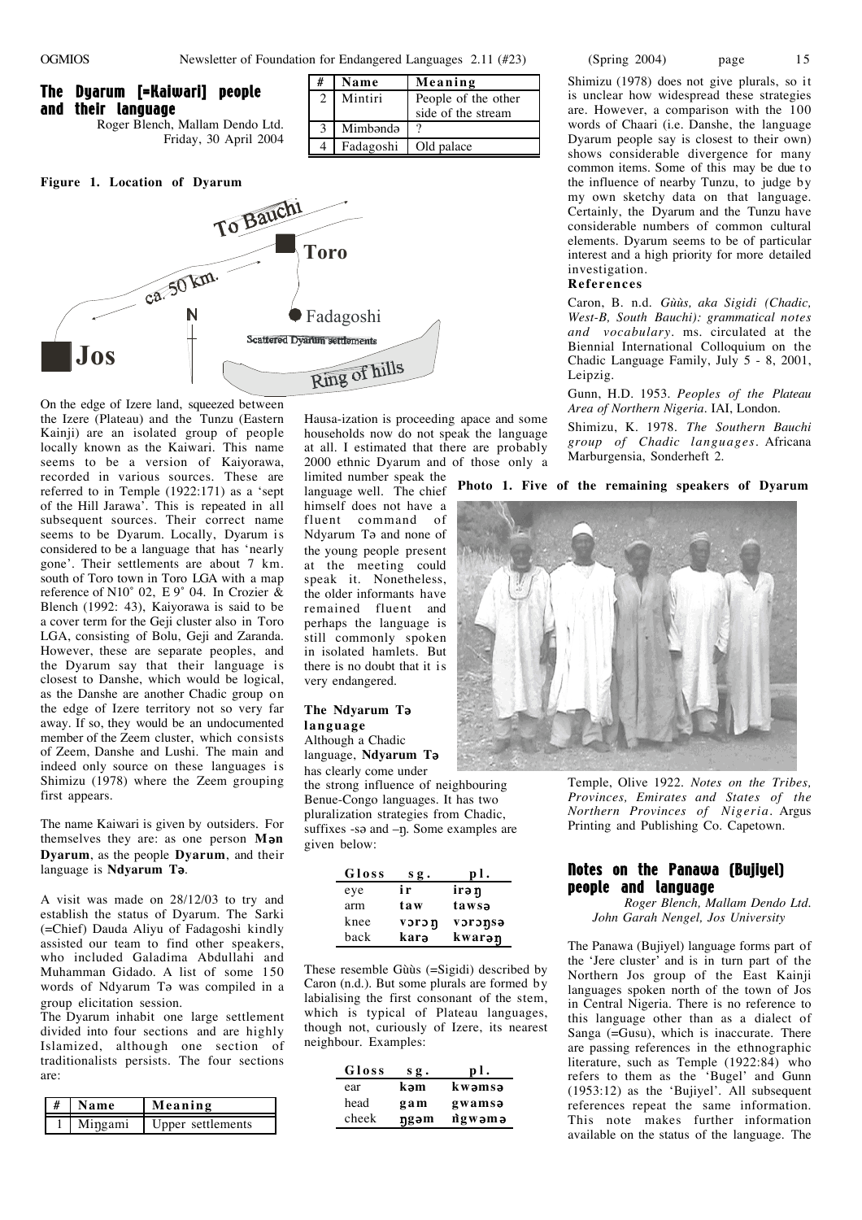## The Dyarum [=Kaiwari] people and their language

Roger Blench, Mallam Dendo Ltd.
Friday, 30 April 2004

**Figure 1. Location of Dyarum**

On the edge of Izere land, squeezed between the Izere (Plateau) and the Tunzu (Eastern Kainji) are an isolated group of people locally known as the Kaiwari. This name seems to be a version of Kaiyorawa, recorded in various sources. These are referred to in Temple (1922:171) as a 'sept of the Hill Jarawa'. This is repeated in all subsequent sources. Their correct name seems to be Dyarum. Locally, Dyarum is considered to be a language that has 'nearly gone'. Their settlements are about 7 km. south of Toro town in Toro LGA with a map reference of N10˚ 02, E 9˚ 04. In Crozier & Blench (1992: 43), Kaiyorawa is said to be a cover term for the Geji cluster also in Toro LGA, consisting of Bolu, Geji and Zaranda. However, these are separate peoples, and the Dyarum say that their language is closest to Danshe, which would be logical, as the Danshe are another Chadic group on the edge of Izere territory not so very far away. If so, they would be an undocumented member of the Zeem cluster, which consists of Zeem, Danshe and Lushi. The main and indeed only source on these languages is Shimizu (1978) where the Zeem grouping first appears.

The name Kaiwari is given by outsiders. For themselves they are: as one person **Mən Dyarum**, as the people **Dyarum**, and their language is **Ndyarum Tə**.

A visit was made on 28/12/03 to try and establish the status of Dyarum. The Sarki (=Chief) Dauda Aliyu of Fadagoshi kindly assisted our team to find other speakers, who included Galadima Abdullahi and Muhamman Gidado. A list of some 150 words of Ndyarum Tə was compiled in a group elicitation session.

The Dyarum inhabit one large settlement divided into four sections and are highly Islamized, although one section of traditionalists persists. The four sections are:

| # | Name | Meaning |
|---|---|---|
| 1 | Miŋgami | Upper settlements |
| 2 | Mintiri | People of the other side of the stream |
| 3 | Mimbəndə | ? |
| 4 | Fadagoshi | Old palace |

Hausa-ization is proceeding apace and some households now do not speak the language at all. I estimated that there are probably 2000 ethnic Dyarum and of those only a limited number speak the language well. The chief himself does not have a fluent command of Ndyarum Tə and none of the young people present at the meeting could speak it. Nonetheless, the older informants have remained fluent and perhaps the language is still commonly spoken in isolated hamlets. But there is no doubt that it is very endangered.

**Photo 1. Five of the remaining speakers of Dyarum**

### The Ndyarum Tə language

Although a Chadic language, **Ndyarum Tə** has clearly come under the strong influence of neighbouring Benue-Congo languages. It has two pluralization strategies from Chadic, suffixes -sə and –ŋ. Some examples are given below:

| Gloss | sg. | pl. |
|---|---|---|
| eye | ir | irəŋ |
| arm | taw | tawsə |
| knee | vɔrɔŋ | vɔrɔŋsə |
| back | karə | kwarəŋ |

These resemble Gùùs (=Sigidi) described by Caron (n.d.). But some plurals are formed by labialising the first consonant of the stem, which is typical of Plateau languages, though not, curiously of Izere, its nearest neighbour. Examples:

| Gloss | sg. | pl. |
|---|---|---|
| ear | kəm | kwəmsə |
| head | gam | gwamsə |
| cheek | ŋgəm | ŋ̀gwəmə |

Shimizu (1978) does not give plurals, so it is unclear how widespread these strategies are. However, a comparison with the 100 words of Chaari (i.e. Danshe, the language Dyarum people say is closest to their own) shows considerable divergence for many common items. Some of this may be due to the influence of nearby Tunzu, to judge by my own sketchy data on that language. Certainly, the Dyarum and the Tunzu have considerable numbers of common cultural elements. Dyarum seems to be of particular interest and a high priority for more detailed investigation.

### References

Caron, B. n.d. *Gùùs, aka Sigidi (Chadic, West-B, South Bauchi): grammatical notes and vocabulary*. ms. circulated at the Biennial International Colloquium on the Chadic Language Family, July 5 - 8, 2001, Leipzig.

Gunn, H.D. 1953. *Peoples of the Plateau Area of Northern Nigeria*. IAI, London.

Shimizu, K. 1978. *The Southern Bauchi group of Chadic languages*. Africana Marburgensia, Sonderheft 2.

Temple, Olive 1922. *Notes on the Tribes, Provinces, Emirates and States of the Northern Provinces of Nigeria*. Argus Printing and Publishing Co. Capetown.

## Notes on the Panawa (Bujiyel) people and language

*Roger Blench, Mallam Dendo Ltd.*
*John Garah Nengel, Jos University*

The Panawa (Bujiyel) language forms part of the 'Jere cluster' and is in turn part of the Northern Jos group of the East Kainji languages spoken north of the town of Jos in Central Nigeria. There is no reference to this language other than as a dialect of Sanga (=Gusu), which is inaccurate. There are passing references in the ethnographic literature, such as Temple (1922:84) who refers to them as the 'Bugel' and Gunn (1953:12) as the 'Bujiyel'. All subsequent references repeat the same information. This note makes further information available on the status of the language. The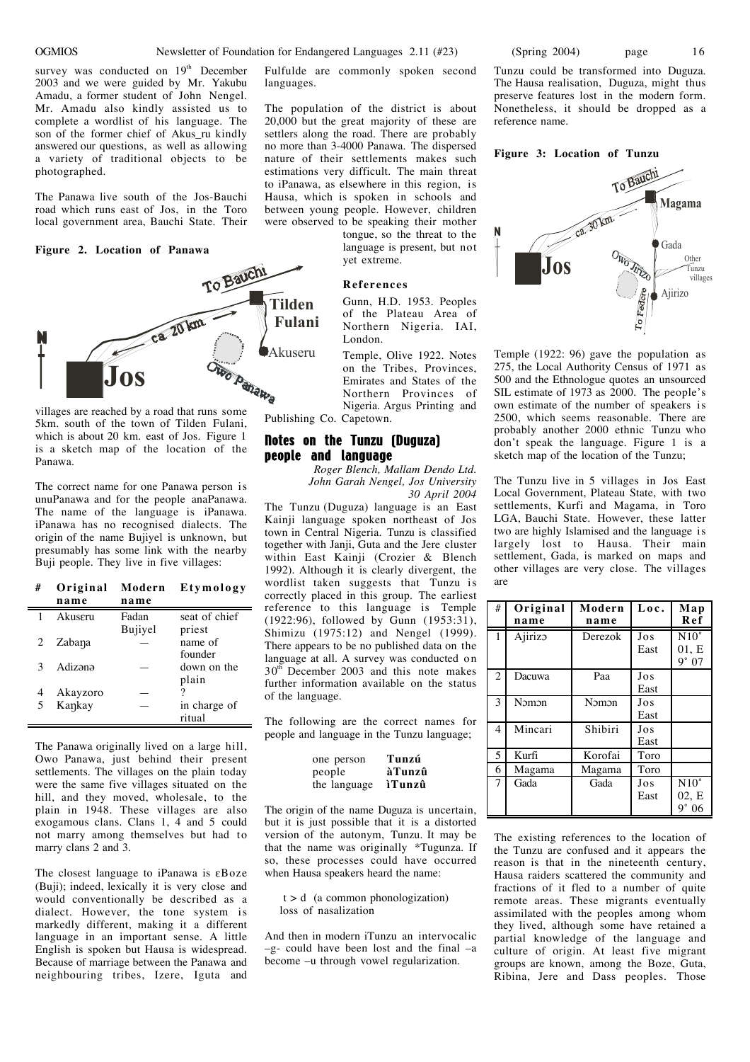survey was conducted on 19th December 2003 and we were guided by Mr. Yakubu Amadu, a former student of John Nengel. Mr. Amadu also kindly assisted us to complete a wordlist of his language. The son of the former chief of Akus_ru kindly answered our questions, as well as allowing a variety of traditional objects to be photographed.

The Panawa live south of the Jos-Bauchi road which runs east of Jos, in the Toro local government area, Bauchi State. Their villages are reached by a road that runs some 5km. south of the town of Tilden Fulani, which is about 20 km. east of Jos. Figure 1 is a sketch map of the location of the Panawa.

**Figure 2. Location of Panawa**

The correct name for one Panawa person is unuPanawa and for the people anaPanawa. The name of the language is iPanawa. iPanawa has no recognised dialects. The origin of the name Bujiyel is unknown, but presumably has some link with the nearby Buji people. They live in five villages:

| # | Original name | Modern name | Etymology |
|---|---|---|---|
| 1 | Akusɛru | Fadan Bujiyel | seat of chief priest |
| 2 | Zabaŋa | — | name of founder |
| 3 | Adizənə | — | down on the plain |
| 4 | Akayzoro | — | ? |
| 5 | Kaŋkay | — | in charge of ritual |

The Panawa originally lived on a large hill, Owo Panawa, just behind their present settlements. The villages on the plain today were the same five villages situated on the hill, and they moved, wholesale, to the plain in 1948. These villages are also exogamous clans. Clans 1, 4 and 5 could not marry among themselves but had to marry clans 2 and 3.

The closest language to iPanawa is ɛBoze (Buji); indeed, lexically it is very close and would conventionally be described as a dialect. However, the tone system is markedly different, making it a different language in an important sense. A little English is spoken but Hausa is widespread. Because of marriage between the Panawa and neighbouring tribes, Izere, Iguta and Fulfulde are commonly spoken second languages.

The population of the district is about 20,000 but the great majority of these are settlers along the road. There are probably no more than 3-4000 Panawa. The dispersed nature of their settlements makes such estimations very difficult. The main threat to iPanawa, as elsewhere in this region, is Hausa, which is spoken in schools and between young people. However, children were observed to be speaking their mother tongue, so the threat to the language is present, but not yet extreme.

**References**

Gunn, H.D. 1953. Peoples of the Plateau Area of Northern Nigeria. IAI, London.

Temple, Olive 1922. Notes on the Tribes, Provinces, Emirates and States of the Northern Provinces of Nigeria. Argus Printing and Publishing Co. Capetown.

## Notes on the Tunzu (Duguza) people and language

*Roger Blench, Mallam Dendo Ltd.*
*John Garah Nengel, Jos University*
*30 April 2004*

The Tunzu (Duguza) language is an East Kainji language spoken northeast of Jos town in Central Nigeria. Tunzu is classified together with Janji, Guta and the Jere cluster within East Kainji (Crozier & Blench 1992). Although it is clearly divergent, the wordlist taken suggests that Tunzu is correctly placed in this group. The earliest reference to this language is Temple (1922:96), followed by Gunn (1953:31), Shimizu (1975:12) and Nengel (1999). There appears to be no published data on the language at all. A survey was conducted on 30th December 2003 and this note makes further information available on the status of the language.

The following are the correct names for people and language in the Tunzu language;

| | |
|---|---|
| one person | **Tunzú** |
| people | **àTunzû** |
| the language | **ìTunzû** |

The origin of the name Duguza is uncertain, but it is just possible that it is a distorted version of the autonym, Tunzu. It may be that the name was originally *Tugunza. If so, these processes could have occurred when Hausa speakers heard the name:

t > d (a common phonologization)
loss of nasalization

And then in modern iTunzu an intervocalic –g- could have been lost and the final –a become –u through vowel regularization. Tunzu could be transformed into Duguza. The Hausa realisation, Duguza, might thus preserve features lost in the modern form. Nonetheless, it should be dropped as a reference name.

**Figure 3: Location of Tunzu**

Temple (1922: 96) gave the population as 275, the Local Authority Census of 1971 as 500 and the Ethnologue quotes an unsourced SIL estimate of 1973 as 2000. The people's own estimate of the number of speakers is 2500, which seems reasonable. There are probably another 2000 ethnic Tunzu who don't speak the language. Figure 1 is a sketch map of the location of the Tunzu;

The Tunzu live in 5 villages in Jos East Local Government, Plateau State, with two settlements, Kurfi and Magama, in Toro LGA, Bauchi State. However, these latter two are highly Islamised and the language is largely lost to Hausa. Their main settlement, Gada, is marked on maps and other villages are very close. The villages are

| # | Original name | Modern name | Loc. | Map Ref |
|---|---|---|---|---|
| 1 | Ajirizɔ | Derezok | Jos East | N10° 01, E 9° 07 |
| 2 | Dacuwa | Paa | Jos East | |
| 3 | Nɔmɔn | Nɔmɔn | Jos East | |
| 4 | Mincari | Shibiri | Jos East | |
| 5 | Kurfi | Korofai | Toro | |
| 6 | Magama | Magama | Toro | |
| 7 | Gada | Gada | Jos East | N10° 02, E 9° 06 |

The existing references to the location of the Tunzu are confused and it appears the reason is that in the nineteenth century, Hausa raiders scattered the community and fractions of it fled to a number of quite remote areas. These migrants eventually assimilated with the peoples among whom they lived, although some have retained a partial knowledge of the language and culture of origin. At least five migrant groups are known, among the Boze, Guta, Ribina, Jere and Dass peoples. Those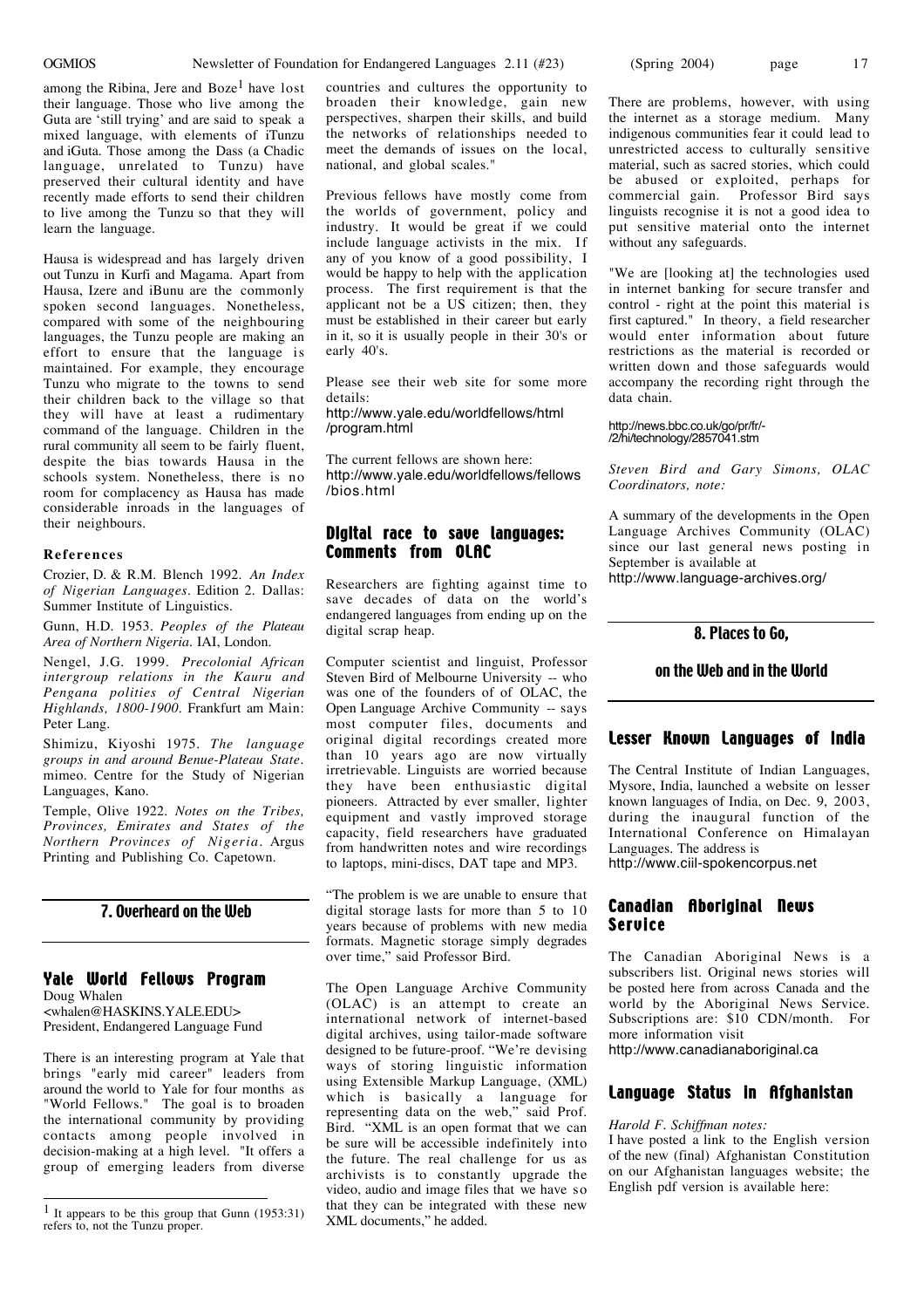among the Ribina, Jere and Boze[1] have lost their language. Those who live among the Guta are 'still trying' and are said to speak a mixed language, with elements of iTunzu and iGuta. Those among the Dass (a Chadic language, unrelated to Tunzu) have preserved their cultural identity and have recently made efforts to send their children to live among the Tunzu so that they will learn the language.

Hausa is widespread and has largely driven out Tunzu in Kurfi and Magama. Apart from Hausa, Izere and iBunu are the commonly spoken second languages. Nonetheless, compared with some of the neighbouring languages, the Tunzu people are making an effort to ensure that the language is maintained. For example, they encourage Tunzu who migrate to the towns to send their children back to the village so that they will have at least a rudimentary command of the language. Children in the rural community all seem to be fairly fluent, despite the bias towards Hausa in the schools system. Nonetheless, there is no room for complacency as Hausa has made considerable inroads in the languages of their neighbours.

#### References

Crozier, D. & R.M. Blench 1992. *An Index of Nigerian Languages*. Edition 2. Dallas: Summer Institute of Linguistics.

Gunn, H.D. 1953. *Peoples of the Plateau Area of Northern Nigeria*. IAI, London.

Nengel, J.G. 1999. *Precolonial African intergroup relations in the Kauru and Pengana polities of Central Nigerian Highlands, 1800-1900*. Frankfurt am Main: Peter Lang.

Shimizu, Kiyoshi 1975. *The language groups in and around Benue-Plateau State*. mimeo. Centre for the Study of Nigerian Languages, Kano.

Temple, Olive 1922. *Notes on the Tribes, Provinces, Emirates and States of the Northern Provinces of Nigeria*. Argus Printing and Publishing Co. Capetown.

[1] It appears to be this group that Gunn (1953:31) refers to, not the Tunzu proper.

## 7. Overheard on the Web

### Yale World Fellows Program

Doug Whalen
<whalen@HASKINS.YALE.EDU>
President, Endangered Language Fund

There is an interesting program at Yale that brings "early mid career" leaders from around the world to Yale for four months as "World Fellows." The goal is to broaden the international community by providing contacts among people involved in decision-making at a high level. "It offers a group of emerging leaders from diverse countries and cultures the opportunity to broaden their knowledge, gain new perspectives, sharpen their skills, and build the networks of relationships needed to meet the demands of issues on the local, national, and global scales."

Previous fellows have mostly come from the worlds of government, policy and industry. It would be great if we could include language activists in the mix. If any of you know of a good possibility, I would be happy to help with the application process. The first requirement is that the applicant not be a US citizen; then, they must be established in their career but early in it, so it is usually people in their 30's or early 40's.

Please see their web site for some more details:
http://www.yale.edu/worldfellows/html/program.html

The current fellows are shown here:
http://www.yale.edu/worldfellows/fellows/bios.html

### Digital race to save languages: Comments from OLAC

Researchers are fighting against time to save decades of data on the world's endangered languages from ending up on the digital scrap heap.

Computer scientist and linguist, Professor Steven Bird of Melbourne University -- who was one of the founders of of OLAC, the Open Language Archive Community -- says most computer files, documents and original digital recordings created more than 10 years ago are now virtually irretrievable. Linguists are worried because they have been enthusiastic digital pioneers. Attracted by ever smaller, lighter equipment and vastly improved storage capacity, field researchers have graduated from handwritten notes and wire recordings to laptops, mini-discs, DAT tape and MP3.

"The problem is we are unable to ensure that digital storage lasts for more than 5 to 10 years because of problems with new media formats. Magnetic storage simply degrades over time," said Professor Bird.

The Open Language Archive Community (OLAC) is an attempt to create an international network of internet-based digital archives, using tailor-made software designed to be future-proof. "We're devising ways of storing linguistic information using Extensible Markup Language, (XML) which is basically a language for representing data on the web," said Prof. Bird. "XML is an open format that we can be sure will be accessible indefinitely into the future. The real challenge for us as archivists is to constantly upgrade the video, audio and image files that we have so that they can be integrated with these new XML documents," he added.

There are problems, however, with using the internet as a storage medium. Many indigenous communities fear it could lead to unrestricted access to culturally sensitive material, such as sacred stories, which could be abused or exploited, perhaps for commercial gain. Professor Bird says linguists recognise it is not a good idea to put sensitive material onto the internet without any safeguards.

"We are [looking at] the technologies used in internet banking for secure transfer and control - right at the point this material is first captured." In theory, a field researcher would enter information about future restrictions as the material is recorded or written down and those safeguards would accompany the recording right through the data chain.

http://news.bbc.co.uk/go/pr/fr/-/2/hi/technology/2857041.stm

*Steven Bird and Gary Simons, OLAC Coordinators, note:*

A summary of the developments in the Open Language Archives Community (OLAC) since our last general news posting in September is available at
http://www.language-archives.org/

## 8. Places to Go, on the Web and in the World

### Lesser Known Languages of India

The Central Institute of Indian Languages, Mysore, India, launched a website on lesser known languages of India, on Dec. 9, 2003, during the inaugural function of the International Conference on Himalayan Languages. The address is
http://www.ciil-spokencorpus.net

### Canadian Aboriginal News Service

The Canadian Aboriginal News is a subscribers list. Original news stories will be posted here from across Canada and the world by the Aboriginal News Service. Subscriptions are: $10 CDN/month. For more information visit
http://www.canadianaboriginal.ca

### Language Status in Afghanistan

*Harold F. Schiffman notes:*
I have posted a link to the English version of the new (final) Afghanistan Constitution on our Afghanistan languages website; the English pdf version is available here: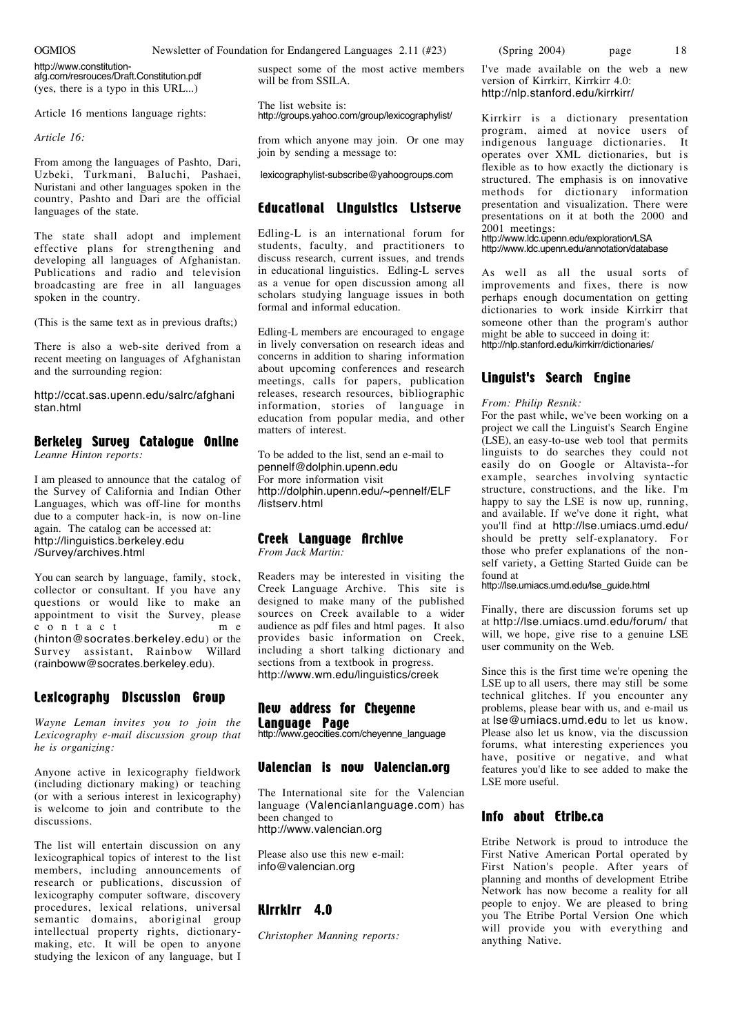http://www.constitution-afg.com/resrouces/Draft.Constitution.pdf
(yes, there is a typo in this URL...)

Article 16 mentions language rights:

*Article 16:*

From among the languages of Pashto, Dari, Uzbeki, Turkmani, Baluchi, Pashaei, Nuristani and other languages spoken in the country, Pashto and Dari are the official languages of the state.

The state shall adopt and implement effective plans for strengthening and developing all languages of Afghanistan. Publications and radio and television broadcasting are free in all languages spoken in the country.

(This is the same text as in previous drafts;)

There is also a web-site derived from a recent meeting on languages of Afghanistan and the surrounding region:

http://ccat.sas.upenn.edu/salrc/afghanistan.html

## Berkeley Survey Catalogue Online

*Leanne Hinton reports:*

I am pleased to announce that the catalog of the Survey of California and Indian Other Languages, which was off-line for months due to a computer hack-in, is now on-line again. The catalog can be accessed at: http://linguistics.berkeley.edu/Survey/archives.html

You can search by language, family, stock, collector or consultant. If you have any questions or would like to make an appointment to visit the Survey, please contact me (hinton@socrates.berkeley.edu) or the Survey assistant, Rainbow Willard (rainboww@socrates.berkeley.edu).

## Lexicography Discussion Group

*Wayne Leman invites you to join the Lexicography e-mail discussion group that he is organizing:*

Anyone active in lexicography fieldwork (including dictionary making) or teaching (or with a serious interest in lexicography) is welcome to join and contribute to the discussions.

The list will entertain discussion on any lexicographical topics of interest to the list members, including announcements of research or publications, discussion of lexicography computer software, discovery procedures, lexical relations, universal semantic domains, aboriginal group intellectual property rights, dictionary-making, etc. It will be open to anyone studying the lexicon of any language, but I suspect some of the most active members will be from SSILA.

The list website is:
http://groups.yahoo.com/group/lexicographylist/

from which anyone may join. Or one may join by sending a message to:

lexicographylist-subscribe@yahoogroups.com

## Educational Linguistics Listserve

Edling-L is an international forum for students, faculty, and practitioners to discuss research, current issues, and trends in educational linguistics. Edling-L serves as a venue for open discussion among all scholars studying language issues in both formal and informal education.

Edling-L members are encouraged to engage in lively conversation on research ideas and concerns in addition to sharing information about upcoming conferences and research meetings, calls for papers, publication releases, research resources, bibliographic information, stories of language in education from popular media, and other matters of interest.

To be added to the list, send an e-mail to pennelf@dolphin.upenn.edu
For more information visit http://dolphin.upenn.edu/~pennelf/ELF/listserv.html

## Creek Language Archive

*From Jack Martin:*

Readers may be interested in visiting the Creek Language Archive. This site is designed to make many of the published sources on Creek available to a wider audience as pdf files and html pages. It also provides basic information on Creek, including a short talking dictionary and sections from a textbook in progress.
http://www.wm.edu/linguistics/creek

## New address for Cheyenne Language Page

http://www.geocities.com/cheyenne_language

## Valencian is now Valencian.org

The International site for the Valencian language (Valencianlanguage.com) has been changed to
http://www.valencian.org

Please also use this new e-mail:
info@valencian.org

## Kirrkirr 4.0

*Christopher Manning reports:*

I've made available on the web a new version of Kirrkirr, Kirrkirr 4.0:
http://nlp.stanford.edu/kirrkirr/

Kirrkirr is a dictionary presentation program, aimed at novice users of indigenous language dictionaries. It operates over XML dictionaries, but is flexible as to how exactly the dictionary is structured. The emphasis is on innovative methods for dictionary information presentation and visualization. There were presentations on it at both the 2000 and 2001 meetings:
http://www.ldc.upenn.edu/exploration/LSA
http://www.ldc.upenn.edu/annotation/database

As well as all the usual sorts of improvements and fixes, there is now perhaps enough documentation on getting dictionaries to work inside Kirrkirr that someone other than the program's author might be able to succeed in doing it:
http://nlp.stanford.edu/kirrkirr/dictionaries/

## Linguist's Search Engine

*From: Philip Resnik:*

For the past while, we've been working on a project we call the Linguist's Search Engine (LSE), an easy-to-use web tool that permits linguists to do searches they could not easily do on Google or Altavista--for example, searches involving syntactic structure, constructions, and the like. I'm happy to say the LSE is now up, running, and available. If we've done it right, what you'll find at http://lse.umiacs.umd.edu/ should be pretty self-explanatory. For those who prefer explanations of the non-self variety, a Getting Started Guide can be found at
http://lse.umiacs.umd.edu/lse_guide.html

Finally, there are discussion forums set up at http://lse.umiacs.umd.edu/forum/ that will, we hope, give rise to a genuine LSE user community on the Web.

Since this is the first time we're opening the LSE up to all users, there may still be some technical glitches. If you encounter any problems, please bear with us, and e-mail us at lse@umiacs.umd.edu to let us know. Please also let us know, via the discussion forums, what interesting experiences you have, positive or negative, and what features you'd like to see added to make the LSE more useful.

## Info about Etribe.ca

Etribe Network is proud to introduce the First Native American Portal operated by First Nation's people. After years of planning and months of development Etribe Network has now become a reality for all people to enjoy. We are pleased to bring you The Etribe Portal Version One which will provide you with everything and anything Native.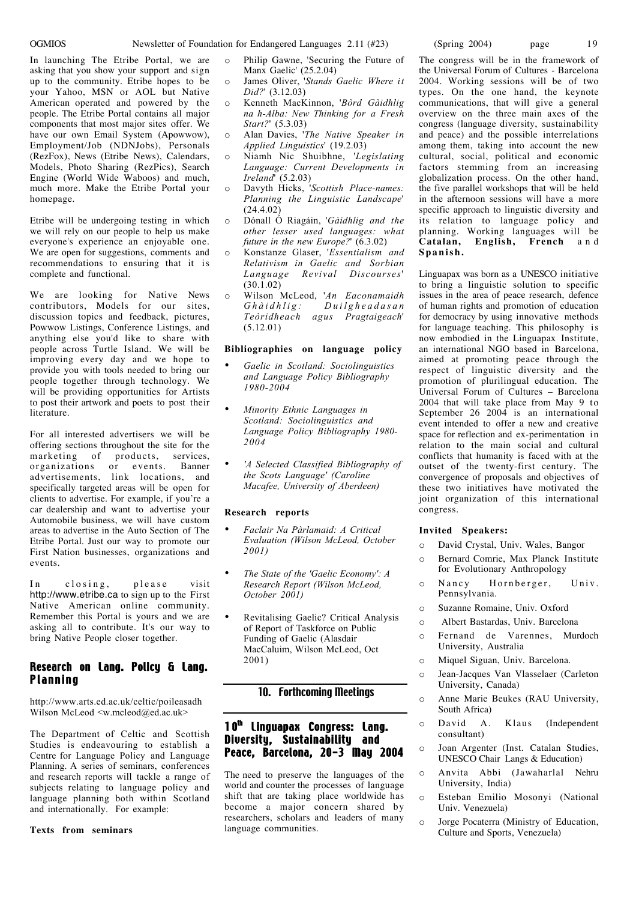In launching The Etribe Portal, we are asking that you show your support and sign up to the community. Etribe hopes to be your Yahoo, MSN or AOL but Native American operated and powered by the people. The Etribe Portal contains all major components that most major sites offer. We have our own Email System (Apowwow), Employment/Job (NDNJobs), Personals (RezFox), News (Etribe News), Calendars, Models, Photo Sharing (RezPics), Search Engine (World Wide Waboos) and much, much more. Make the Etribe Portal your homepage.

Etribe will be undergoing testing in which we will rely on our people to help us make everyone's experience an enjoyable one. We are open for suggestions, comments and recommendations to ensuring that it is complete and functional.

We are looking for Native News contributors, Models for our sites, discussion topics and feedback, pictures, Powwow Listings, Conference Listings, and anything else you'd like to share with people across Turtle Island. We will be improving every day and we hope to provide you with tools needed to bring our people together through technology. We will be providing opportunities for Artists to post their artwork and poets to post their literature.

For all interested advertisers we will be offering sections throughout the site for the marketing of products, services, organizations or events. Banner advertisements, link locations, and specifically targeted areas will be open for clients to advertise. For example, if you're a car dealership and want to advertise your Automobile business, we will have custom areas to advertise in the Auto Section of The Etribe Portal. Just our way to promote our First Nation businesses, organizations and events.

In closing, please visit http://www.etribe.ca to sign up to the First Native American online community. Remember this Portal is yours and we are asking all to contribute. It's our way to bring Native People closer together.

## Research on Lang. Policy & Lang. Planning

http://www.arts.ed.ac.uk/celtic/poileasadh
Wilson McLeod <w.mcleod@ed.ac.uk>

The Department of Celtic and Scottish Studies is endeavouring to establish a Centre for Language Policy and Language Planning. A series of seminars, conferences and research reports will tackle a range of subjects relating to language policy and language planning both within Scotland and internationally. For example:

**Texts from seminars**

- Philip Gawne, 'Securing the Future of Manx Gaelic' (25.2.04)
- James Oliver, '*Stands Gaelic Where it Did?*' (3.12.03)
- Kenneth MacKinnon, '*Bòrd Gàidhlig na h-Alba: New Thinking for a Fresh Start?*' (5.3.03)
- Alan Davies, '*The Native Speaker in Applied Linguistics*' (19.2.03)
- Niamh Nic Shuibhne, '*Legislating Language: Current Developments in Ireland*' (5.2.03)
- Davyth Hicks, '*Scottish Place-names: Planning the Linguistic Landscape*' (24.4.02)
- Dónall Ó Riagáin, '*Gàidhlig and the other lesser used languages: what future in the new Europe?*' (6.3.02)
- Konstanze Glaser, '*Essentialism and Relativism in Gaelic and Sorbian Language Revival Discourses*' (30.1.02)
- Wilson McLeod, '*An Eaconamaidh Ghàidhlig: Duilgheadasan Teòridheach agus Pragtaigeach*' (5.12.01)

**Bibliographies on language policy**

- *Gaelic in Scotland: Sociolinguistics and Language Policy Bibliography 1980-2004*
- *Minority Ethnic Languages in Scotland: Sociolinguistics and Language Policy Bibliography 1980-2004*
- *'A Selected Classified Bibliography of the Scots Language' (Caroline Macafee, University of Aberdeen)*

**Research reports**

- *Faclair Na Pàrlamaid: A Critical Evaluation (Wilson McLeod, October 2001)*
- *The State of the 'Gaelic Economy': A Research Report (Wilson McLeod, October 2001)*
- Revitalising Gaelic? Critical Analysis of Report of Taskforce on Public Funding of Gaelic (Alasdair MacCaluim, Wilson McLeod, Oct 2001)

# 10. Forthcoming Meetings

## 10th Linguapax Congress: Lang. Diversity, Sustainability and Peace, Barcelona, 20-3 May 2004

The need to preserve the languages of the world and counter the processes of language shift that are taking place worldwide has become a major concern shared by researchers, scholars and leaders of many language communities.

The congress will be in the framework of the Universal Forum of Cultures - Barcelona 2004. Working sessions will be of two types. On the one hand, the keynote communications, that will give a general overview on the three main axes of the congress (language diversity, sustainability and peace) and the possible interrelations among them, taking into account the new cultural, social, political and economic factors stemming from an increasing globalization process. On the other hand, the five parallel workshops that will be held in the afternoon sessions will have a more specific approach to linguistic diversity and its relation to language policy and planning. Working languages will be **Catalan, English, French** and **Spanish.**

Linguapax was born as a UNESCO initiative to bring a linguistic solution to specific issues in the area of peace research, defence of human rights and promotion of education for democracy by using innovative methods for language teaching. This philosophy is now embodied in the Linguapax Institute, an international NGO based in Barcelona, aimed at promoting peace through the respect of linguistic diversity and the promotion of plurilingual education. The Universal Forum of Cultures – Barcelona 2004 that will take place from May 9 to September 26 2004 is an international event intended to offer a new and creative space for reflection and ex-perimentation in relation to the main social and cultural conflicts that humanity is faced with at the outset of the twenty-first century. The convergence of proposals and objectives of these two initiatives have motivated the joint organization of this international congress.

**Invited Speakers:**

- David Crystal, Univ. Wales, Bangor
- Bernard Comrie, Max Planck Institute for Evolutionary Anthropology
- Nancy Hornberger, Univ. Pennsylvania.
- Suzanne Romaine, Univ. Oxford
- Albert Bastardas, Univ. Barcelona
- Fernand de Varennes, Murdoch University, Australia
- Miquel Siguan, Univ. Barcelona.
- Jean-Jacques Van Vlasselaer (Carleton University, Canada)
- Anne Marie Beukes (RAU University, South Africa)
- David A. Klaus (Independent consultant)
- Joan Argenter (Inst. Catalan Studies, UNESCO Chair Langs & Education)
- Anvita Abbi (Jawaharlal Nehru University, India)
- Esteban Emilio Mosonyi (National Univ. Venezuela)
- Jorge Pocaterra (Ministry of Education, Culture and Sports, Venezuela)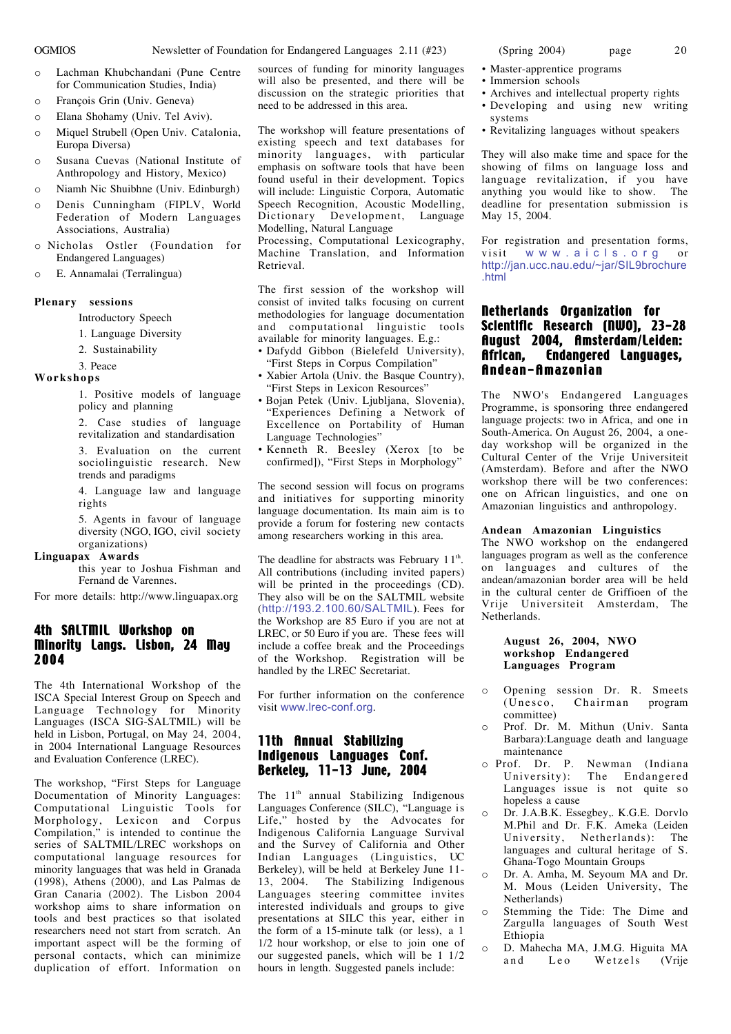- Lachman Khubchandani (Pune Centre for Communication Studies, India)
- François Grin (Univ. Geneva)
- Elana Shohamy (Univ. Tel Aviv).
- Miquel Strubell (Open Univ. Catalonia, Europa Diversa)
- Susana Cuevas (National Institute of Anthropology and History, Mexico)
- Niamh Nic Shuibhne (Univ. Edinburgh)
- Denis Cunningham (FIPLV, World Federation of Modern Languages Associations, Australia)
- Nicholas Ostler (Foundation for Endangered Languages)
- E. Annamalai (Terralingua)

**Plenary sessions**

Introductory Speech

1. Language Diversity
2. Sustainability
3. Peace

**Workshops**

1. Positive models of language policy and planning
2. Case studies of language revitalization and standardisation
3. Evaluation on the current sociolinguistic research. New trends and paradigms
4. Language law and language rights
5. Agents in favour of language diversity (NGO, IGO, civil society organizations)

**Linguapax Awards**

this year to Joshua Fishman and Fernand de Varennes.

For more details: http://www.linguapax.org

## 4th SALTMIL Workshop on Minority Langs. Lisbon, 24 May 2004

The 4th International Workshop of the ISCA Special Interest Group on Speech and Language Technology for Minority Languages (ISCA SIG-SALTMIL) will be held in Lisbon, Portugal, on May 24, 2004, in 2004 International Language Resources and Evaluation Conference (LREC).

The workshop, "First Steps for Language Documentation of Minority Languages: Computational Linguistic Tools for Morphology, Lexicon and Corpus Compilation," is intended to continue the series of SALTMIL/LREC workshops on computational language resources for minority languages that was held in Granada (1998), Athens (2000), and Las Palmas de Gran Canaria (2002). The Lisbon 2004 workshop aims to share information on tools and best practices so that isolated researchers need not start from scratch. An important aspect will be the forming of personal contacts, which can minimize duplication of effort. Information on sources of funding for minority languages will also be presented, and there will be discussion on the strategic priorities that need to be addressed in this area.

The workshop will feature presentations of existing speech and text databases for minority languages, with particular emphasis on software tools that have been found useful in their development. Topics will include: Linguistic Corpora, Automatic Speech Recognition, Acoustic Modelling, Dictionary Development, Language Modelling, Natural Language Processing, Computational Lexicography, Machine Translation, and Information Retrieval.

The first session of the workshop will consist of invited talks focusing on current methodologies for language documentation and computational linguistic tools available for minority languages. E.g.:

- Dafydd Gibbon (Bielefeld University), "First Steps in Corpus Compilation"
- Xabier Artola (Univ. the Basque Country), "First Steps in Lexicon Resources"
- Bojan Petek (Univ. Ljubljana, Slovenia), "Experiences Defining a Network of Excellence on Portability of Human Language Technologies"
- Kenneth R. Beesley (Xerox [to be confirmed]), "First Steps in Morphology"

The second session will focus on programs and initiatives for supporting minority language documentation. Its main aim is to provide a forum for fostering new contacts among researchers working in this area.

The deadline for abstracts was February 11th. All contributions (including invited papers) will be printed in the proceedings (CD). They also will be on the SALTMIL website (http://193.2.100.60/SALTMIL). Fees for the Workshop are 85 Euro if you are not at LREC, or 50 Euro if you are. These fees will include a coffee break and the Proceedings of the Workshop. Registration will be handled by the LREC Secretariat.

For further information on the conference visit www.lrec-conf.org.

## 11th Annual Stabilizing Indigenous Languages Conf. Berkeley, 11-13 June, 2004

The 11th annual Stabilizing Indigenous Languages Conference (SILC), "Language is Life," hosted by the Advocates for Indigenous California Language Survival and the Survey of California and Other Indian Languages (Linguistics, UC Berkeley), will be held at Berkeley June 11-13, 2004. The Stabilizing Indigenous Languages steering committee invites interested individuals and groups to give presentations at SILC this year, either in the form of a 15-minute talk (or less), a 1 1/2 hour workshop, or else to join one of our suggested panels, which will be 1 1/2 hours in length. Suggested panels include:

- Master-apprentice programs
- Immersion schools
- Archives and intellectual property rights
- Developing and using new writing systems
- Revitalizing languages without speakers

They will also make time and space for the showing of films on language loss and language revitalization, if you have anything you would like to show. The deadline for presentation submission is May 15, 2004.

For registration and presentation forms, visit www.aicls.org or http://jan.ucc.nau.edu/~jar/SIL9brochure.html

## Netherlands Organization for Scientific Research (NWO), 23-28 August 2004, Amsterdam/Leiden: African, Endangered Languages, Andean-Amazonian

The NWO's Endangered Languages Programme, is sponsoring three endangered language projects: two in Africa, and one in South-America. On August 26, 2004, a one-day workshop will be organized in the Cultural Center of the Vrije Universiteit (Amsterdam). Before and after the NWO workshop there will be two conferences: one on African linguistics, and one on Amazonian linguistics and anthropology.

**Andean Amazonian Linguistics**

The NWO workshop on the endangered languages program as well as the conference on languages and cultures of the andean/amazonian border area will be held in the cultural center de Griffioen of the Vrije Universiteit Amsterdam, The Netherlands.

**August 26, 2004, NWO workshop Endangered Languages Program**

- Opening session Dr. R. Smeets (Unesco, Chairman program committee)
- Prof. Dr. M. Mithun (Univ. Santa Barbara):Language death and language maintenance
- Prof. Dr. P. Newman (Indiana University): The Endangered Languages issue is not quite so hopeless a cause
- Dr. J.A.B.K. Essegbey,. K.G.E. Dorvlo M.Phil and Dr. F.K. Ameka (Leiden University, Netherlands): The languages and cultural heritage of S. Ghana-Togo Mountain Groups
- Dr. A. Amha, M. Seyoum MA and Dr. M. Mous (Leiden University, The Netherlands)
- Stemming the Tide: The Dime and Zargulla languages of South West Ethiopia
- D. Mahecha MA, J.M.G. Higuita MA and Leo Wetzels (Vrije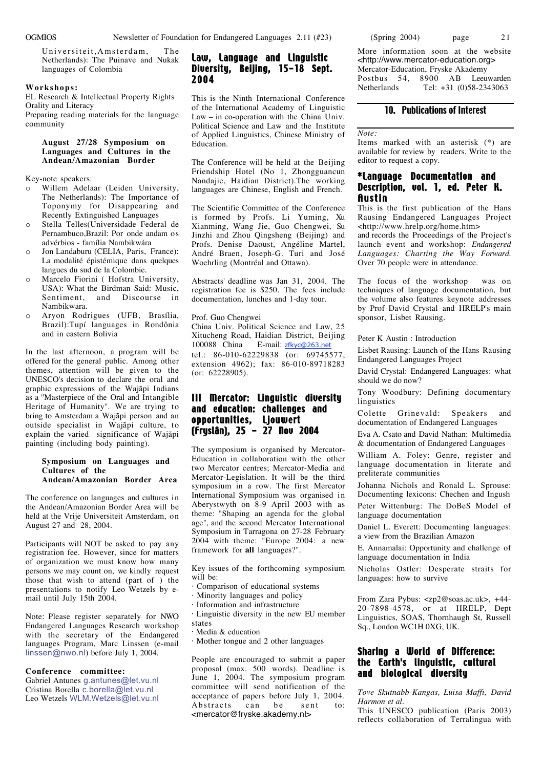Universiteit,Amsterdam, The Netherlands): The Puinave and Nukak languages of Colombia

**Workshops:**

EL Research & Intellectual Property Rights
Orality and Literacy
Preparing reading materials for the language community

**August 27/28 Symposium on Languages and Cultures in the Andean/Amazonian Border**

Key-note speakers:

- Willem Adelaar (Leiden University, The Netherlands): The Importance of Toponymy for Disappearing and Recently Extinguished Languages
- Stella Telles(Universidade Federal de Pernambuco,Brazil: Por onde andam os advérbios - família Nambikwára
- Jon Landaburu (CELIA, Paris, France): La modalité épistémique dans quelques langues du sud de la Colombie.
- Marcelo Fiorini ( Hofstra University, USA): What the Birdman Said: Music, Sentiment, and Discourse in Nambikwara.
- Aryon Rodrigues (UFB, Brasília, Brazil):Tupí languages in Rondônia and in eastern Bolivia

In the last afternoon, a program will be offered for the general public. Among other themes, attention will be given to the UNESCO's decision to declare the oral and graphic expressions of the Wajãpi Indians as a "Masterpiece of the Oral and Intangible Heritage of Humanity". We are trying to bring to Amsterdam a Wajãpi person and an outside specialist in Wajãpi culture, to explain the varied significance of Wajãpi painting (including body painting).

**Symposium on Languages and Cultures of the Andean/Amazonian Border Area**

The conference on languages and cultures in the Andean/Amazonian Border Area will be held at the Vrije Universiteit Amsterdam, on August 27 and 28, 2004.

Participants will NOT be asked to pay any registration fee. However, since for matters of organization we must know how many persons we may count on, we kindly request those that wish to attend (part of ) the presentations to notify Leo Wetzels by e-mail until July 15th 2004.

Note: Please register separately for NWO Endangered Languages Research workshop with the secretary of the Endangered languages Program, Marc Linssen (e-mail linssen@nwo.nl) before July 1, 2004.

**Conference committee:**

Gabriel Antunes g.antunes@let.vu.nl
Cristina Borella c.borella@let.vu.nl
Leo Wetzels WLM.Wetzels@let.vu.nl

## Law, Language and Linguistic Diversity, Beijing, 15-18 Sept. 2004

This is the Ninth International Conference of the International Academy of Linguistic Law – in co-operation with the China Univ. Political Science and Law and the Institute of Applied Linguistics, Chinese Ministry of Education.

The Conference will be held at the Beijing Friendship Hotel (No 1, Zhongguancun Nandajie, Haidian District).The working languages are Chinese, English and French.

The Scientific Committee of the Conference is formed by Profs. Li Yuming, Xu Xianming, Wang Jie, Guo Chengwei, Su Jinzhi and Zhou Qingsheng (Beijing) and Profs. Denise Daoust, Angéline Martel, André Braen, Joseph-G. Turi and José Woehrling (Montréal and Ottawa).

Abstracts' deadline was Jan 31, 2004. The registration fee is $250. The fees include documentation, lunches and 1-day tour.

Prof. Guo Chengwei
China Univ. Political Science and Law, 25 Xitucheng Road, Haidian District, Beijing 100088 China E-mail: zfkyc@263.net
tel.: 86-010-62229838 (or: 69745577, extension 4962); fax: 86-010-89718283 (or: 62228905).

## III Mercator: Linguistic diversity and education: challenges and opportunities, Ljouwert (Fryslân), 25 - 27 Nov 2004

The symposium is organised by Mercator-Education in collaboration with the other two Mercator centres; Mercator-Media and Mercator-Legislation. It will be the third symposium in a row. The first Mercator International Symposium was organised in Aberystwyth on 8-9 April 2003 with as theme: "Shaping an agenda for the global age", and the second Mercator International Symposium in Tarragona on 27-28 February 2004 with theme: "Europe 2004: a new framework for **all** languages?".

Key issues of the forthcoming symposium will be:

- · Comparison of educational systems
- · Minority languages and policy
- · Information and infrastructure
- · Linguistic diversity in the new EU member states
- · Media & education
- · Mother tongue and 2 other languages

People are encouraged to submit a paper proposal (max. 500 words). Deadline is June 1, 2004. The symposium program committee will send notification of the acceptance of papers before July 1, 2004. Abstracts can be sent to: <mercator@fryske.akademy.nl>

More information soon at the website <http://www.mercator-education.org>
Mercator-Education, Fryske Akademy
Postbus 54, 8900 AB Leeuwarden
Netherlands Tel: +31 (0)58-2343063

# 10. Publications of Interest

*Note:*
Items marked with an asterisk (*) are available for review by readers. Write to the editor to request a copy.

## *Language Documentation and Description, vol. 1, ed. Peter K. Austin

This is the first publication of the Hans Rausing Endangered Languages Project <http://www.hrelp.org/home.htm>
and records the Proceedings of the Project's launch event and workshop: *Endangered Languages: Charting the Way Forward.* Over 70 people were in attendance.

The focus of the workshop was on techniques of language documentation, but the volume also features keynote addresses by Prof David Crystal and HRELP's main sponsor, Lisbet Rausing.

Peter K Austin : Introduction

Lisbet Rausing: Launch of the Hans Rausing Endangered Languages Project

David Crystal: Endangered Languages: what should we do now?

Tony Woodbury: Defining documentary linguistics

Colette Grinevald: Speakers and documentation of Endangered Languages

Eva A. Csato and David Nathan: Multimedia & documentation of Endangered Languages

William A. Foley: Genre, register and language documentation in literate and preliterate communities

Johanna Nichols and Ronald L. Sprouse: Documenting lexicons: Chechen and Ingush

Peter Wittenburg: The DoBeS Model of language documentation

Daniel L. Everett: Documenting languages: a view from the Brazilian Amazon

E. Annamalai: Opportunity and challenge of language documentation in India

Nicholas Ostler: Desperate straits for languages: how to survive

From Zara Pybus: <zp2@soas.ac.uk>, +44-20-7898-4578, or at HRELP, Dept Linguistics, SOAS, Thornhaugh St, Russell Sq., London WC1H 0XG, UK.

## Sharing a World of Difference: the Earth's linguistic, cultural and biological diversity

*Tove Skutnabb-Kangas, Luisa Maffi, David Harmon et al.*

This UNESCO publication (Paris 2003) reflects collaboration of Terralingua with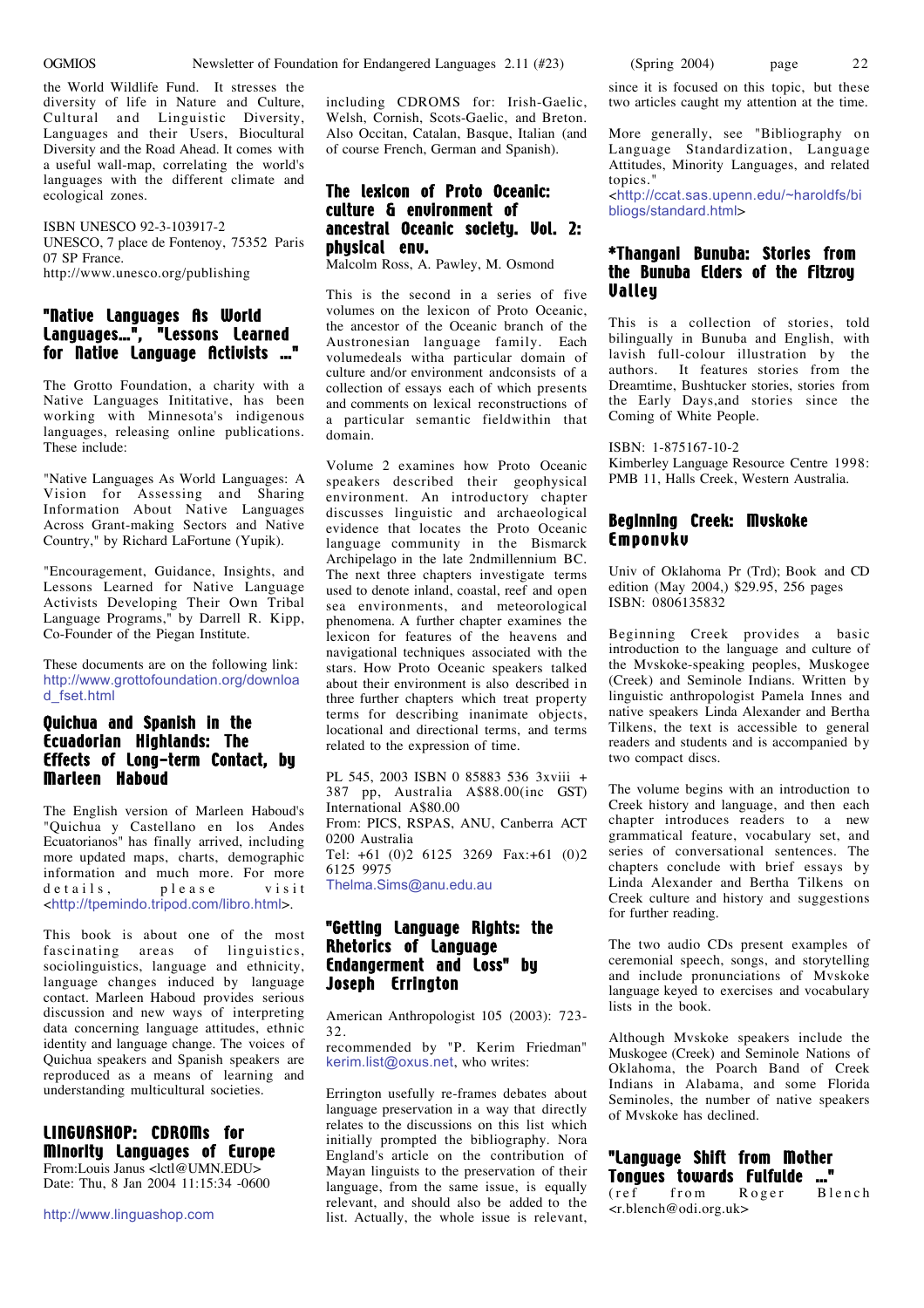the World Wildlife Fund. It stresses the diversity of life in Nature and Culture, Cultural and Linguistic Diversity, Languages and their Users, Biocultural Diversity and the Road Ahead. It comes with a useful wall-map, correlating the world's languages with the different climate and ecological zones.

ISBN UNESCO 92-3-103917-2
UNESCO, 7 place de Fontenoy, 75352 Paris 07 SP France.
http://www.unesco.org/publishing

### "Native Languages As World Languages...", "Lessons Learned for Native Language Activists ..."

The Grotto Foundation, a charity with a Native Languages Inititative, has been working with Minnesota's indigenous languages, releasing online publications. These include:

"Native Languages As World Languages: A Vision for Assessing and Sharing Information About Native Languages Across Grant-making Sectors and Native Country," by Richard LaFortune (Yupik).

"Encouragement, Guidance, Insights, and Lessons Learned for Native Language Activists Developing Their Own Tribal Language Programs," by Darrell R. Kipp, Co-Founder of the Piegan Institute.

These documents are on the following link: http://www.grottofoundation.org/download_fset.html

### Quichua and Spanish in the Ecuadorian Highlands: The Effects of Long-term Contact, by Marleen Haboud

The English version of Marleen Haboud's "Quichua y Castellano en los Andes Ecuatorianos" has finally arrived, including more updated maps, charts, demographic information and much more. For more details, please visit <http://tpemindo.tripod.com/libro.html>.

This book is about one of the most fascinating areas of linguistics, sociolinguistics, language and ethnicity, language changes induced by language contact. Marleen Haboud provides serious discussion and new ways of interpreting data concerning language attitudes, ethnic identity and language change. The voices of Quichua speakers and Spanish speakers are reproduced as a means of learning and understanding multicultural societies.

### LINGUASHOP: CDROMs for Minority Languages of Europe

From:Louis Janus <lctl@UMN.EDU>
Date: Thu, 8 Jan 2004 11:15:34 -0600

http://www.linguashop.com

including CDROMS for: Irish-Gaelic, Welsh, Cornish, Scots-Gaelic, and Breton. Also Occitan, Catalan, Basque, Italian (and of course French, German and Spanish).

### The lexicon of Proto Oceanic: culture & environment of ancestral Oceanic society. Vol. 2: physical env.

Malcolm Ross, A. Pawley, M. Osmond

This is the second in a series of five volumes on the lexicon of Proto Oceanic, the ancestor of the Oceanic branch of the Austronesian language family. Each volumedeals witha particular domain of culture and/or environment andconsists of a collection of essays each of which presents and comments on lexical reconstructions of a particular semantic fieldwithin that domain.

Volume 2 examines how Proto Oceanic speakers described their geophysical environment. An introductory chapter discusses linguistic and archaeological evidence that locates the Proto Oceanic language community in the Bismarck Archipelago in the late 2ndmillennium BC. The next three chapters investigate terms used to denote inland, coastal, reef and open sea environments, and meteorological phenomena. A further chapter examines the lexicon for features of the heavens and navigational techniques associated with the stars. How Proto Oceanic speakers talked about their environment is also described in three further chapters which treat property terms for describing inanimate objects, locational and directional terms, and terms related to the expression of time.

PL 545, 2003 ISBN 0 85883 536 3xviii + 387 pp, Australia A$88.00(inc GST) International A$80.00
From: PICS, RSPAS, ANU, Canberra ACT 0200 Australia
Tel: +61 (0)2 6125 3269 Fax:+61 (0)2 6125 9975
Thelma.Sims@anu.edu.au

### "Getting Language Rights: the Rhetorics of Language Endangerment and Loss" by Joseph Errington

American Anthropologist 105 (2003): 723-32.
recommended by "P. Kerim Friedman" kerim.list@oxus.net, who writes:

Errington usefully re-frames debates about language preservation in a way that directly relates to the discussions on this list which initially prompted the bibliography. Nora England's article on the contribution of Mayan linguists to the preservation of their language, from the same issue, is equally relevant, and should also be added to the list. Actually, the whole issue is relevant, since it is focused on this topic, but these two articles caught my attention at the time.

More generally, see "Bibliography on Language Standardization, Language Attitudes, Minority Languages, and related topics."
<http://ccat.sas.upenn.edu/~haroldfs/bibliogs/standard.html>

### *Thangani Bunuba: Stories from the Bunuba Elders of the Fitzroy Valley

This is a collection of stories, told bilingually in Bunuba and English, with lavish full-colour illustration by the authors. It features stories from the Dreamtime, Bushtucker stories, stories from the Early Days,and stories since the Coming of White People.

ISBN: 1-875167-10-2
Kimberley Language Resource Centre 1998: PMB 11, Halls Creek, Western Australia.

### Beginning Creek: Mvskoke Emponvkv

Univ of Oklahoma Pr (Trd); Book and CD edition (May 2004,) $29.95, 256 pages
ISBN: 0806135832

Beginning Creek provides a basic introduction to the language and culture of the Mvskoke-speaking peoples, Muskogee (Creek) and Seminole Indians. Written by linguistic anthropologist Pamela Innes and native speakers Linda Alexander and Bertha Tilkens, the text is accessible to general readers and students and is accompanied by two compact discs.

The volume begins with an introduction to Creek history and language, and then each chapter introduces readers to a new grammatical feature, vocabulary set, and series of conversational sentences. The chapters conclude with brief essays by Linda Alexander and Bertha Tilkens on Creek culture and history and suggestions for further reading.

The two audio CDs present examples of ceremonial speech, songs, and storytelling and include pronunciations of Mvskoke language keyed to exercises and vocabulary lists in the book.

Although Mvskoke speakers include the Muskogee (Creek) and Seminole Nations of Oklahoma, the Poarch Band of Creek Indians in Alabama, and some Florida Seminoles, the number of native speakers of Mvskoke has declined.

### "Language Shift from Mother Tongues towards Fulfulde ..."

(ref from Roger Blench <r.blench@odi.org.uk>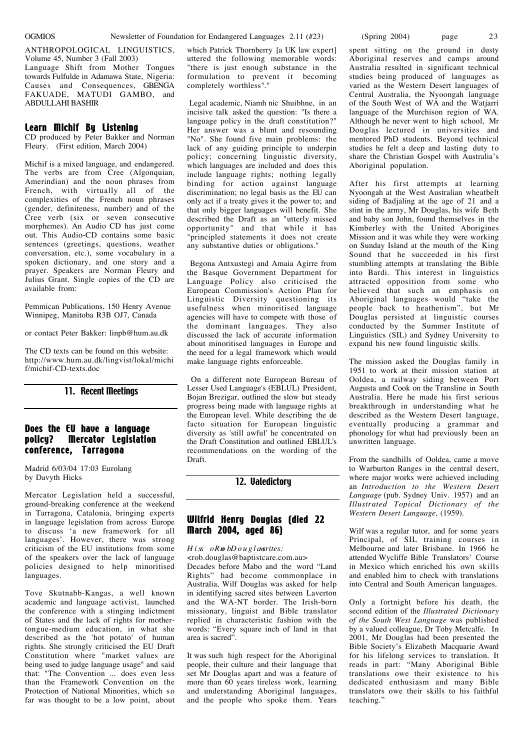ANTHROPOLOGICAL LINGUISTICS, Volume 45, Number 3 (Fall 2003)
Language Shift from Mother Tongues towards Fulfulde in Adamawa State, Nigeria: Causes and Consequences, GBENGA FAKUADE, MATUDI GAMBO, and ABDULLAHI BASHIR

### Learn Michif By Listening

CD produced by Peter Bakker and Norman Fleury. (First edition, March 2004)

Michif is a mixed language, and endangered. The verbs are from Cree (Algonquian, Amerindian) and the noun phrases from French, with virtually all of the complexities of the French noun phrases (gender, definiteness, number) and of the Cree verb (six or seven consecutive morphemes). An Audio CD has just come out. This Audio-CD contains some basic sentences (greetings, questions, weather conversation, etc.), some vocabulary in a spoken dictionary, and one story and a prayer. Speakers are Norman Fleury and Julius Grant. Single copies of the CD are available from:

Pemmican Publications, 150 Henry Avenue Winnipeg, Manitoba R3B OJ7, Canada

or contact Peter Bakker: linpb@hum.au.dk

The CD texts can be found on this website: http://www.hum.au.dk/lingvist/lokal/michif/michif-CD-texts.doc

## 11. Recent Meetings

### Does the EU have a language policy? Mercator Legislation conference, Tarragona

Madrid 6/03/04 17:03 Eurolang
by Davyth Hicks

Mercator Legislation held a successful, ground-breaking conference at the weekend in Tarragona, Catalonia, bringing experts in language legislation from across Europe to discuss 'a new framework for all languages'. However, there was strong criticism of the EU institutions from some of the speakers over the lack of language policies designed to help minoritised languages.

Tove Skutnabb-Kangas, a well known academic and language activist, launched the conference with a stinging indictment of States and the lack of rights for mother-tongue-medium education, in what she described as the 'hot potato' of human rights. She strongly criticised the EU Draft Constitution where "market values are being used to judge language usage" and said that: "The Convention ... does even less than the Framework Convention on the Protection of National Minorities, which so far was thought to be a low point, about which Patrick Thornberry [a UK law expert] uttered the following memorable words: "there is just enough substance in the formulation to prevent it becoming completely worthless"."

Legal academic, Niamh nic Shuibhne, in an incisive talk asked the question: "Is there a language policy in the draft constitution?" Her answer was a blunt and resounding "No". She found five main problems: the lack of any guiding principle to underpin policy; concerning linguistic diversity, which languages are included and does this include language rights; nothing legally binding for action against language discrimination; no legal basis as the EU can only act if a treaty gives it the power to; and that only bigger languages will benefit. She described the Draft as an "utterly missed opportunity" and that while it has "principled statements it does not create any substantive duties or obligations."

Begona Antxustegi and Amaia Agirre from the Basque Government Department for Language Policy also criticised the European Commission's Action Plan for Linguistic Diversity questioning its usefulness when minoritised language agencies will have to compete with those of the dominant languages. They also discussed the lack of accurate information about minoritised languages in Europe and the need for a legal framework which would make language rights enforceable.

On a different note European Bureau of Lesser Used Language's (EBLUL) President, Bojan Brezigar, outlined the slow but steady progress being made with language rights at the European level. While describing the de facto situation for European linguistic diversity as 'still awful' he concentrated on the Draft Constitution and outlined EBLUL's recommendations on the wording of the Draft.

## 12. Valedictory

### Wilfrid Henry Douglas (died 22 March 2004, aged 86)

*His son Rob Douglas writes:*
<rob.douglas@baptistcare.com.au>

Decades before Mabo and the word "Land Rights" had become commonplace in Australia, Wilf Douglas was asked for help in identifying sacred sites between Laverton and the WA-NT border. The Irish-born missionary, linguist and Bible translator replied in characteristic fashion with the words: "Every square inch of land in that area is sacred".

It was such high respect for the Aboriginal people, their culture and their language that set Mr Douglas apart and was a feature of more than 60 years tireless work, learning and understanding Aboriginal languages, and the people who spoke them. Years spent sitting on the ground in dusty Aboriginal reserves and camps around Australia resulted in significant technical studies being produced of languages as varied as the Western Desert languages of Central Australia, the Nyoongah language of the South West of WA and the Watjarri language of the Murchison region of WA. Although he never went to high school, Mr Douglas lectured in universities and mentored PhD students. Beyond technical studies he felt a deep and lasting duty to share the Christian Gospel with Australia's Aboriginal population.

After his first attempts at learning Nyoongah at the West Australian wheatbelt siding of Badjaling at the age of 21 and a stint in the army, Mr Douglas, his wife Beth and baby son John, found themselves in the Kimberley with the United Aborigines Mission and it was while they were working on Sunday Island at the mouth of the King Sound that he succeeded in his first stumbling attempts at translating the Bible into Bardi. This interest in linguistics attracted opposition from some who believed that such an emphasis on Aboriginal languages would "take the people back to heathenism", but Mr Douglas persisted at linguistic courses conducted by the Summer Institute of Linguistics (SIL) and Sydney University to expand his new found linguistic skills.

The mission asked the Douglas family in 1951 to work at their mission station at Ooldea, a railway siding between Port Augusta and Cook on the Transline in South Australia. Here he made his first serious breakthrough in understanding what he described as the Western Desert language, eventually producing a grammar and phonology for what had previously been an unwritten language.

From the sandhills of Ooldea, came a move to Warburton Ranges in the central desert, where major works were achieved including an *Introduction to the Western Desert Language* (pub. Sydney Univ. 1957) and an *Illustrated Topical Dictionary of the Western Desert Language*, (1959).

Wilf was a regular tutor, and for some years Principal, of SIL training courses in Melbourne and later Brisbane. In 1966 he attended Wycliffe Bible Translators' Course in Mexico which enriched his own skills and enabled him to check with translations into Central and South American languages.

Only a fortnight before his death, the second edition of the *Illustrated Dictionary of the South West Language* was published by a valued colleague, Dr Toby Metcalfe. In 2001, Mr Douglas had been presented the Bible Society's Elizabeth Macquarie Award for his lifelong services to translation. It reads in part: "Many Aboriginal Bible translations owe their existence to his dedicated enthusiasm and many Bible translators owe their skills to his faithful teaching."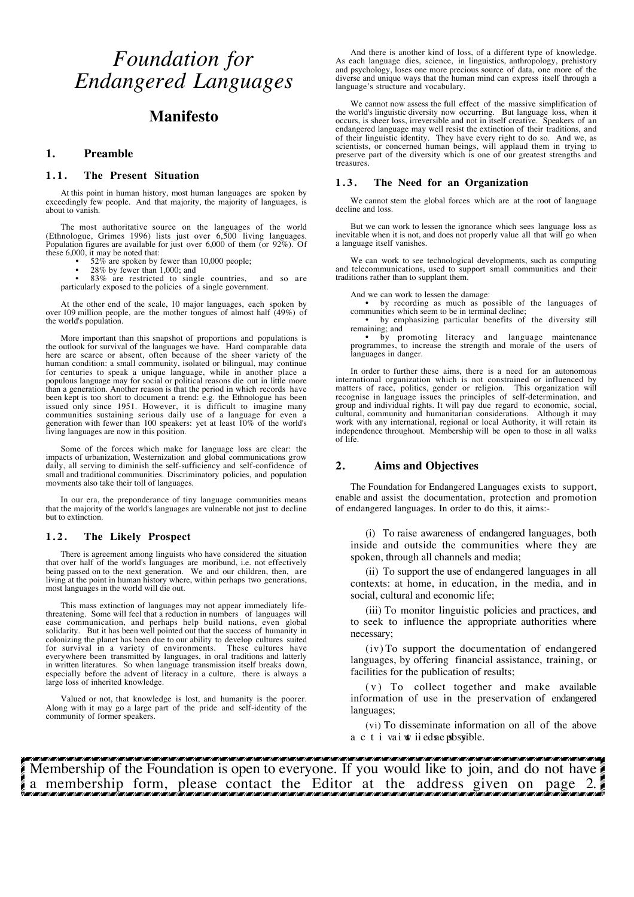# *Foundation for Endangered Languages*

## Manifesto

### 1. Preamble

#### 1.1. The Present Situation

At this point in human history, most human languages are spoken by exceedingly few people. And that majority, the majority of languages, is about to vanish.

The most authoritative source on the languages of the world (Ethnologue, Grimes 1996) lists just over 6,500 living languages. Population figures are available for just over 6,000 of them (or 92%). Of these 6,000, it may be noted that:

- 52% are spoken by fewer than 10,000 people;
- 28% by fewer than 1,000; and
- 83% are restricted to single countries, and so are particularly exposed to the policies of a single government.

At the other end of the scale, 10 major languages, each spoken by over 109 million people, are the mother tongues of almost half (49%) of the world's population.

More important than this snapshot of proportions and populations is the outlook for survival of the languages we have. Hard comparable data here are scarce or absent, often because of the sheer variety of the human condition: a small community, isolated or bilingual, may continue for centuries to speak a unique language, while in another place a populous language may for social or political reasons die out in little more than a generation. Another reason is that the period in which records have been kept is too short to document a trend: e.g. the Ethnologue has been issued only since 1951. However, it is difficult to imagine many communities sustaining serious daily use of a language for even a generation with fewer than 100 speakers: yet at least 10% of the world's living languages are now in this position.

Some of the forces which make for language loss are clear: the impacts of urbanization, Westernization and global communications grow daily, all serving to diminish the self-sufficiency and self-confidence of small and traditional communities. Discriminatory policies, and population movments also take their toll of languages.

In our era, the preponderance of tiny language communities means that the majority of the world's languages are vulnerable not just to decline but to extinction.

#### 1.2. The Likely Prospect

There is agreement among linguists who have considered the situation that over half of the world's languages are moribund, i.e. not effectively being passed on to the next generation. We and our children, then, are living at the point in human history where, within perhaps two generations, most languages in the world will die out.

This mass extinction of languages may not appear immediately life-threatening. Some will feel that a reduction in numbers of languages will ease communication, and perhaps help build nations, even global solidarity. But it has been well pointed out that the success of humanity in colonizing the planet has been due to our ability to develop cultures suited for survival in a variety of environments. These cultures have everywhere been transmitted by languages, in oral traditions and latterly in written literatures. So when language transmission itself breaks down, especially before the advent of literacy in a culture, there is always a large loss of inherited knowledge.

Valued or not, that knowledge is lost, and humanity is the poorer. Along with it may go a large part of the pride and self-identity of the community of former speakers.

And there is another kind of loss, of a different type of knowledge. As each language dies, science, in linguistics, anthropology, prehistory and psychology, loses one more precious source of data, one more of the diverse and unique ways that the human mind can express itself through a language's structure and vocabulary.

We cannot now assess the full effect of the massive simplification of the world's linguistic diversity now occurring. But language loss, when it occurs, is sheer loss, irreversible and not in itself creative. Speakers of an endangered language may well resist the extinction of their traditions, and of their linguistic identity. They have every right to do so. And we, as scientists, or concerned human beings, will applaud them in trying to preserve part of the diversity which is one of our greatest strengths and treasures.

#### 1.3. The Need for an Organization

We cannot stem the global forces which are at the root of language decline and loss.

But we can work to lessen the ignorance which sees language loss as inevitable when it is not, and does not properly value all that will go when a language itself vanishes.

We can work to see technological developments, such as computing and telecommunications, used to support small communities and their traditions rather than to supplant them.

And we can work to lessen the damage:

- by recording as much as possible of the languages of communities which seem to be in terminal decline;
- by emphasizing particular benefits of the diversity still remaining; and
- by promoting literacy and language maintenance programmes, to increase the strength and morale of the users of languages in danger.

In order to further these aims, there is a need for an autonomous international organization which is not constrained or influenced by matters of race, politics, gender or religion. This organization will recognise in language issues the principles of self-determination, and group and individual rights. It will pay due regard to economic, social, cultural, community and humanitarian considerations. Although it may work with any international, regional or local Authority, it will retain its independence throughout. Membership will be open to those in all walks of life.

### 2. Aims and Objectives

The Foundation for Endangered Languages exists to support, enable and assist the documentation, protection and promotion of endangered languages. In order to do this, it aims:-

(i) To raise awareness of endangered languages, both inside and outside the communities where they are spoken, through all channels and media;

(ii) To support the use of endangered languages in all contexts: at home, in education, in the media, and in social, cultural and economic life;

(iii) To monitor linguistic policies and practices, and to seek to influence the appropriate authorities where necessary;

(iv) To support the documentation of endangered languages, by offering financial assistance, training, or facilities for the publication of results;

(v) To collect together and make available information of use in the preservation of endangered languages;

(vi) To disseminate information on all of the above activities as widely as possible.

Membership of the Foundation is open to everyone. If you would like to join, and do not have a membership form, please contact the Editor at the address given on page 2.